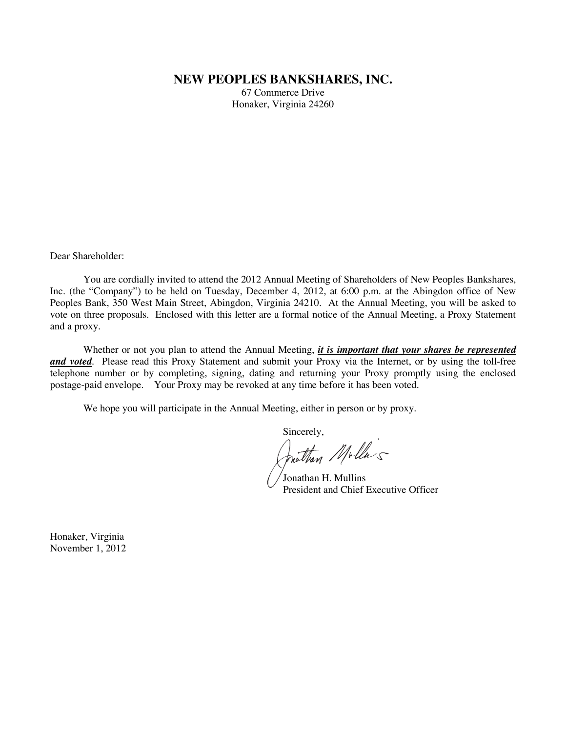# NEW PEOPLES BANKSHARES, INC.

67 Commerce Drive
Honaker, Virginia 24260

Dear Shareholder:

You are cordially invited to attend the 2012 Annual Meeting of Shareholders of New Peoples Bankshares, Inc. (the "Company") to be held on Tuesday, December 4, 2012, at 6:00 p.m. at the Abingdon office of New Peoples Bank, 350 West Main Street, Abingdon, Virginia 24210. At the Annual Meeting, you will be asked to vote on three proposals. Enclosed with this letter are a formal notice of the Annual Meeting, a Proxy Statement and a proxy.

Whether or not you plan to attend the Annual Meeting, ***it is important that your shares be represented and voted***. Please read this Proxy Statement and submit your Proxy via the Internet, or by using the toll-free telephone number or by completing, signing, dating and returning your Proxy promptly using the enclosed postage-paid envelope. Your Proxy may be revoked at any time before it has been voted.

We hope you will participate in the Annual Meeting, either in person or by proxy.

Sincerely,

Jonathan H. Mullins
President and Chief Executive Officer

Honaker, Virginia
November 1, 2012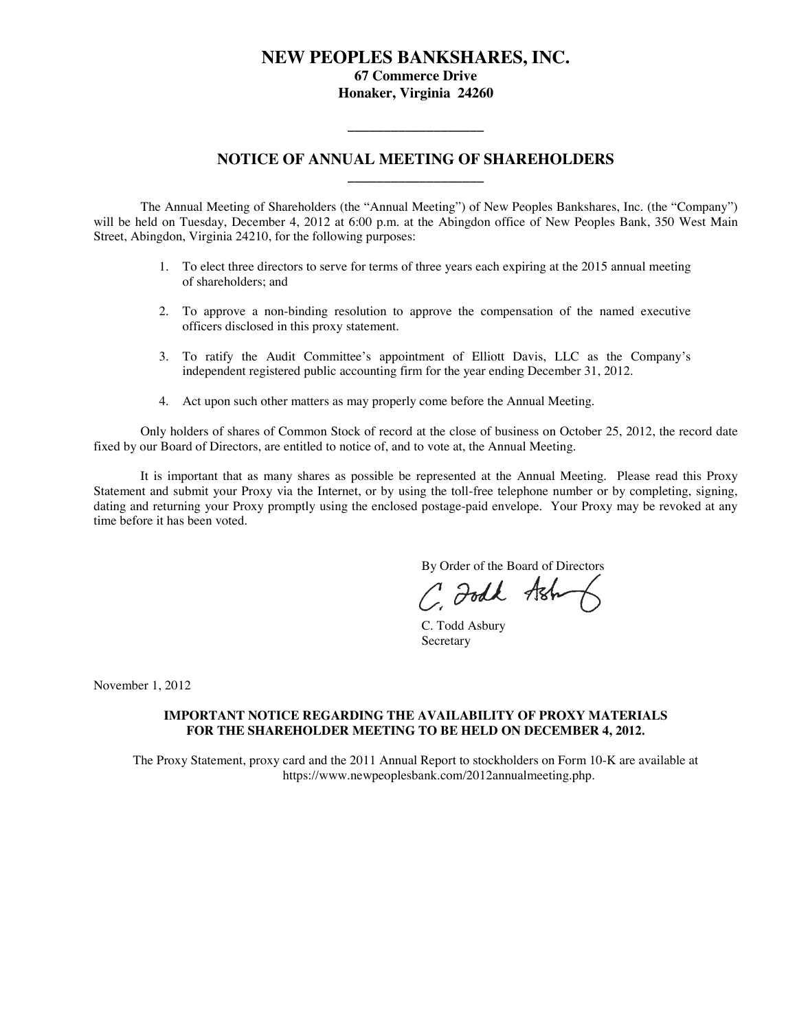# NEW PEOPLES BANKSHARES, INC.

**67 Commerce Drive**
**Honaker, Virginia 24260**

---

## NOTICE OF ANNUAL MEETING OF SHAREHOLDERS

---

The Annual Meeting of Shareholders (the "Annual Meeting") of New Peoples Bankshares, Inc. (the "Company") will be held on Tuesday, December 4, 2012 at 6:00 p.m. at the Abingdon office of New Peoples Bank, 350 West Main Street, Abingdon, Virginia 24210, for the following purposes:

1. To elect three directors to serve for terms of three years each expiring at the 2015 annual meeting of shareholders; and
2. To approve a non-binding resolution to approve the compensation of the named executive officers disclosed in this proxy statement.
3. To ratify the Audit Committee's appointment of Elliott Davis, LLC as the Company's independent registered public accounting firm for the year ending December 31, 2012.
4. Act upon such other matters as may properly come before the Annual Meeting.

Only holders of shares of Common Stock of record at the close of business on October 25, 2012, the record date fixed by our Board of Directors, are entitled to notice of, and to vote at, the Annual Meeting.

It is important that as many shares as possible be represented at the Annual Meeting. Please read this Proxy Statement and submit your Proxy via the Internet, or by using the toll-free telephone number or by completing, signing, dating and returning your Proxy promptly using the enclosed postage-paid envelope. Your Proxy may be revoked at any time before it has been voted.

By Order of the Board of Directors

C. Todd Asbury
Secretary

November 1, 2012

**IMPORTANT NOTICE REGARDING THE AVAILABILITY OF PROXY MATERIALS FOR THE SHAREHOLDER MEETING TO BE HELD ON DECEMBER 4, 2012.**

The Proxy Statement, proxy card and the 2011 Annual Report to stockholders on Form 10-K are available at https://www.newpeoplesbank.com/2012annualmeeting.php.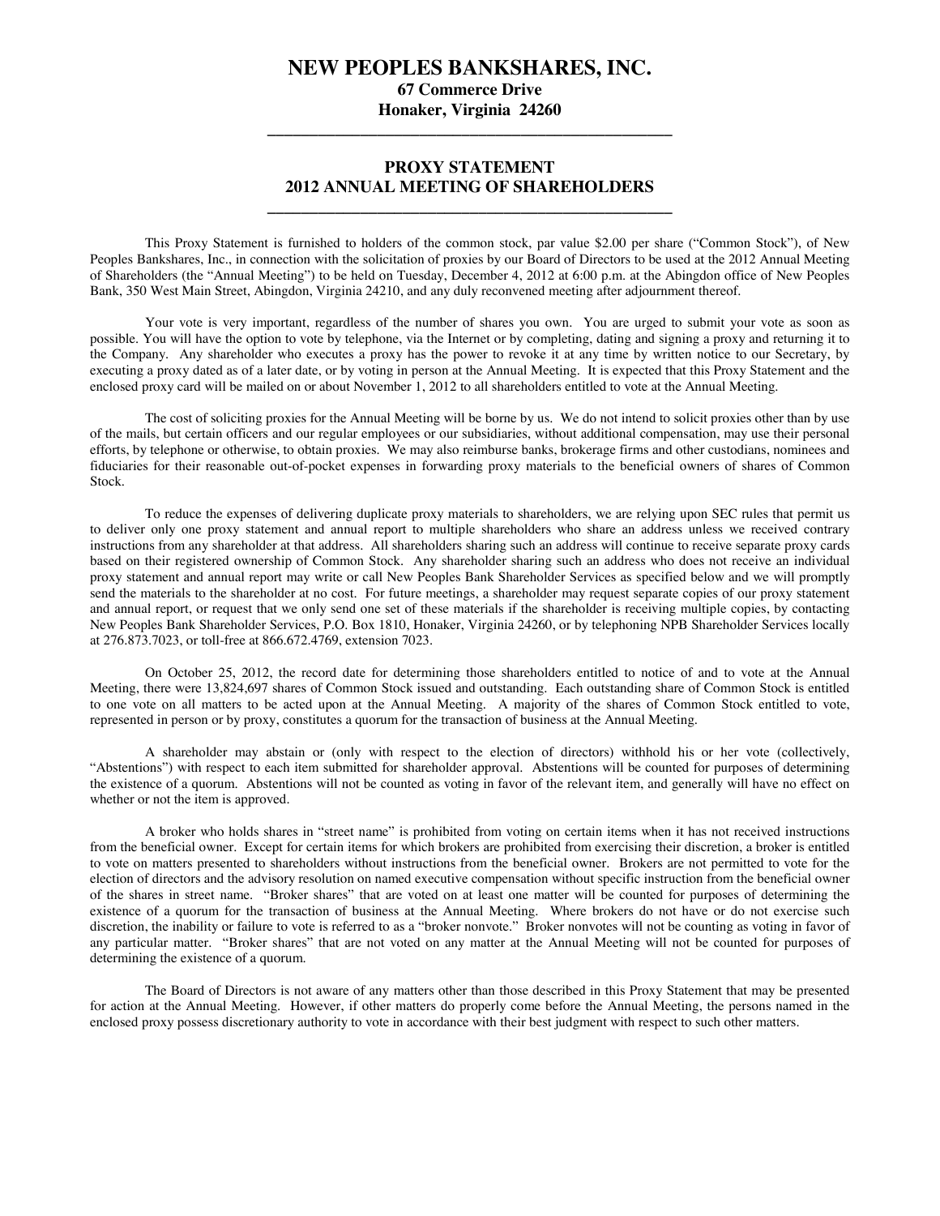# NEW PEOPLES BANKSHARES, INC.

**67 Commerce Drive**
**Honaker, Virginia 24260**

## PROXY STATEMENT
## 2012 ANNUAL MEETING OF SHAREHOLDERS

This Proxy Statement is furnished to holders of the common stock, par value $2.00 per share ("Common Stock"), of New Peoples Bankshares, Inc., in connection with the solicitation of proxies by our Board of Directors to be used at the 2012 Annual Meeting of Shareholders (the "Annual Meeting") to be held on Tuesday, December 4, 2012 at 6:00 p.m. at the Abingdon office of New Peoples Bank, 350 West Main Street, Abingdon, Virginia 24210, and any duly reconvened meeting after adjournment thereof.

Your vote is very important, regardless of the number of shares you own. You are urged to submit your vote as soon as possible. You will have the option to vote by telephone, via the Internet or by completing, dating and signing a proxy and returning it to the Company. Any shareholder who executes a proxy has the power to revoke it at any time by written notice to our Secretary, by executing a proxy dated as of a later date, or by voting in person at the Annual Meeting. It is expected that this Proxy Statement and the enclosed proxy card will be mailed on or about November 1, 2012 to all shareholders entitled to vote at the Annual Meeting.

The cost of soliciting proxies for the Annual Meeting will be borne by us. We do not intend to solicit proxies other than by use of the mails, but certain officers and our regular employees or our subsidiaries, without additional compensation, may use their personal efforts, by telephone or otherwise, to obtain proxies. We may also reimburse banks, brokerage firms and other custodians, nominees and fiduciaries for their reasonable out-of-pocket expenses in forwarding proxy materials to the beneficial owners of shares of Common Stock.

To reduce the expenses of delivering duplicate proxy materials to shareholders, we are relying upon SEC rules that permit us to deliver only one proxy statement and annual report to multiple shareholders who share an address unless we received contrary instructions from any shareholder at that address. All shareholders sharing such an address will continue to receive separate proxy cards based on their registered ownership of Common Stock. Any shareholder sharing such an address who does not receive an individual proxy statement and annual report may write or call New Peoples Bank Shareholder Services as specified below and we will promptly send the materials to the shareholder at no cost. For future meetings, a shareholder may request separate copies of our proxy statement and annual report, or request that we only send one set of these materials if the shareholder is receiving multiple copies, by contacting New Peoples Bank Shareholder Services, P.O. Box 1810, Honaker, Virginia 24260, or by telephoning NPB Shareholder Services locally at 276.873.7023, or toll-free at 866.672.4769, extension 7023.

On October 25, 2012, the record date for determining those shareholders entitled to notice of and to vote at the Annual Meeting, there were 13,824,697 shares of Common Stock issued and outstanding. Each outstanding share of Common Stock is entitled to one vote on all matters to be acted upon at the Annual Meeting. A majority of the shares of Common Stock entitled to vote, represented in person or by proxy, constitutes a quorum for the transaction of business at the Annual Meeting.

A shareholder may abstain or (only with respect to the election of directors) withhold his or her vote (collectively, "Abstentions") with respect to each item submitted for shareholder approval. Abstentions will be counted for purposes of determining the existence of a quorum. Abstentions will not be counted as voting in favor of the relevant item, and generally will have no effect on whether or not the item is approved.

A broker who holds shares in "street name" is prohibited from voting on certain items when it has not received instructions from the beneficial owner. Except for certain items for which brokers are prohibited from exercising their discretion, a broker is entitled to vote on matters presented to shareholders without instructions from the beneficial owner. Brokers are not permitted to vote for the election of directors and the advisory resolution on named executive compensation without specific instruction from the beneficial owner of the shares in street name. "Broker shares" that are voted on at least one matter will be counted for purposes of determining the existence of a quorum for the transaction of business at the Annual Meeting. Where brokers do not have or do not exercise such discretion, the inability or failure to vote is referred to as a "broker nonvote." Broker nonvotes will not be counting as voting in favor of any particular matter. "Broker shares" that are not voted on any matter at the Annual Meeting will not be counted for purposes of determining the existence of a quorum.

The Board of Directors is not aware of any matters other than those described in this Proxy Statement that may be presented for action at the Annual Meeting. However, if other matters do properly come before the Annual Meeting, the persons named in the enclosed proxy possess discretionary authority to vote in accordance with their best judgment with respect to such other matters.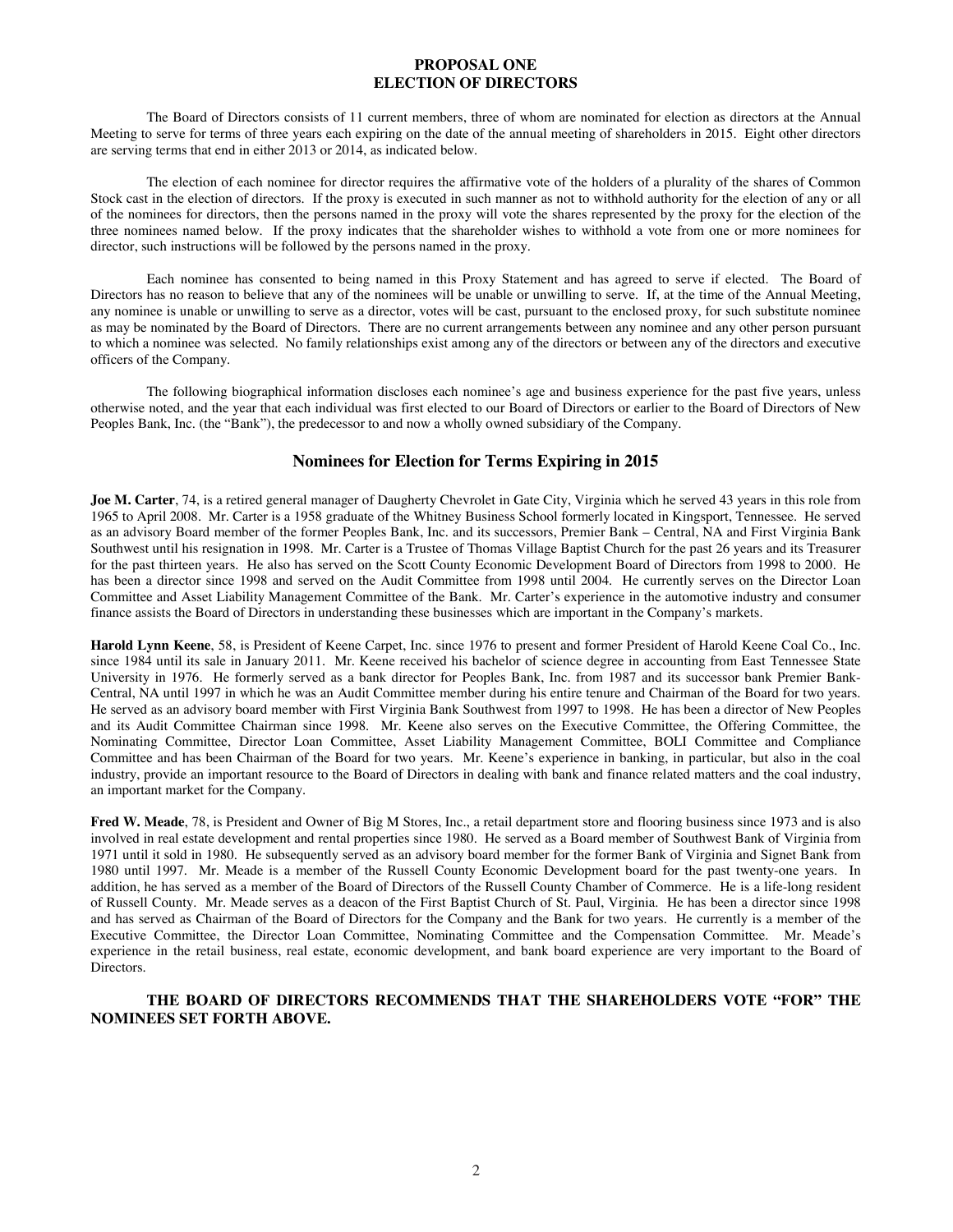# PROPOSAL ONE
# ELECTION OF DIRECTORS

The Board of Directors consists of 11 current members, three of whom are nominated for election as directors at the Annual Meeting to serve for terms of three years each expiring on the date of the annual meeting of shareholders in 2015. Eight other directors are serving terms that end in either 2013 or 2014, as indicated below.

The election of each nominee for director requires the affirmative vote of the holders of a plurality of the shares of Common Stock cast in the election of directors. If the proxy is executed in such manner as not to withhold authority for the election of any or all of the nominees for directors, then the persons named in the proxy will vote the shares represented by the proxy for the election of the three nominees named below. If the proxy indicates that the shareholder wishes to withhold a vote from one or more nominees for director, such instructions will be followed by the persons named in the proxy.

Each nominee has consented to being named in this Proxy Statement and has agreed to serve if elected. The Board of Directors has no reason to believe that any of the nominees will be unable or unwilling to serve. If, at the time of the Annual Meeting, any nominee is unable or unwilling to serve as a director, votes will be cast, pursuant to the enclosed proxy, for such substitute nominee as may be nominated by the Board of Directors. There are no current arrangements between any nominee and any other person pursuant to which a nominee was selected. No family relationships exist among any of the directors or between any of the directors and executive officers of the Company.

The following biographical information discloses each nominee's age and business experience for the past five years, unless otherwise noted, and the year that each individual was first elected to our Board of Directors or earlier to the Board of Directors of New Peoples Bank, Inc. (the "Bank"), the predecessor to and now a wholly owned subsidiary of the Company.

## Nominees for Election for Terms Expiring in 2015

**Joe M. Carter**, 74, is a retired general manager of Daugherty Chevrolet in Gate City, Virginia which he served 43 years in this role from 1965 to April 2008. Mr. Carter is a 1958 graduate of the Whitney Business School formerly located in Kingsport, Tennessee. He served as an advisory Board member of the former Peoples Bank, Inc. and its successors, Premier Bank – Central, NA and First Virginia Bank Southwest until his resignation in 1998. Mr. Carter is a Trustee of Thomas Village Baptist Church for the past 26 years and its Treasurer for the past thirteen years. He also has served on the Scott County Economic Development Board of Directors from 1998 to 2000. He has been a director since 1998 and served on the Audit Committee from 1998 until 2004. He currently serves on the Director Loan Committee and Asset Liability Management Committee of the Bank. Mr. Carter's experience in the automotive industry and consumer finance assists the Board of Directors in understanding these businesses which are important in the Company's markets.

**Harold Lynn Keene**, 58, is President of Keene Carpet, Inc. since 1976 to present and former President of Harold Keene Coal Co., Inc. since 1984 until its sale in January 2011. Mr. Keene received his bachelor of science degree in accounting from East Tennessee State University in 1976. He formerly served as a bank director for Peoples Bank, Inc. from 1987 and its successor bank Premier Bank-Central, NA until 1997 in which he was an Audit Committee member during his entire tenure and Chairman of the Board for two years. He served as an advisory board member with First Virginia Bank Southwest from 1997 to 1998. He has been a director of New Peoples and its Audit Committee Chairman since 1998. Mr. Keene also serves on the Executive Committee, the Offering Committee, the Nominating Committee, Director Loan Committee, Asset Liability Management Committee, BOLI Committee and Compliance Committee and has been Chairman of the Board for two years. Mr. Keene's experience in banking, in particular, but also in the coal industry, provide an important resource to the Board of Directors in dealing with bank and finance related matters and the coal industry, an important market for the Company.

**Fred W. Meade**, 78, is President and Owner of Big M Stores, Inc., a retail department store and flooring business since 1973 and is also involved in real estate development and rental properties since 1980. He served as a Board member of Southwest Bank of Virginia from 1971 until it sold in 1980. He subsequently served as an advisory board member for the former Bank of Virginia and Signet Bank from 1980 until 1997. Mr. Meade is a member of the Russell County Economic Development board for the past twenty-one years. In addition, he has served as a member of the Board of Directors of the Russell County Chamber of Commerce. He is a life-long resident of Russell County. Mr. Meade serves as a deacon of the First Baptist Church of St. Paul, Virginia. He has been a director since 1998 and has served as Chairman of the Board of Directors for the Company and the Bank for two years. He currently is a member of the Executive Committee, the Director Loan Committee, Nominating Committee and the Compensation Committee. Mr. Meade's experience in the retail business, real estate, economic development, and bank board experience are very important to the Board of Directors.

**THE BOARD OF DIRECTORS RECOMMENDS THAT THE SHAREHOLDERS VOTE "FOR" THE NOMINEES SET FORTH ABOVE.**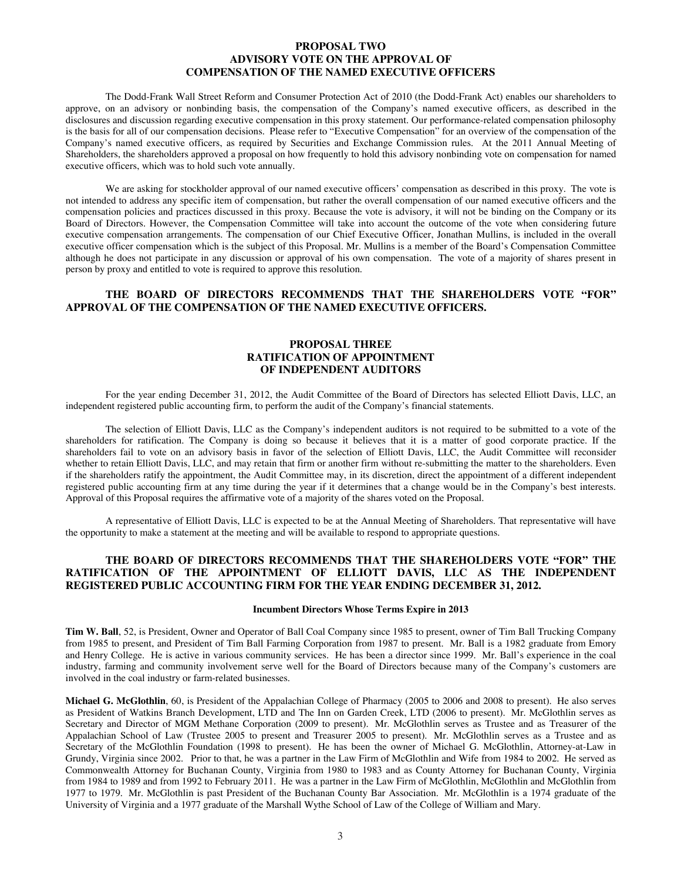## PROPOSAL TWO
## ADVISORY VOTE ON THE APPROVAL OF
## COMPENSATION OF THE NAMED EXECUTIVE OFFICERS

The Dodd-Frank Wall Street Reform and Consumer Protection Act of 2010 (the Dodd-Frank Act) enables our shareholders to approve, on an advisory or nonbinding basis, the compensation of the Company's named executive officers, as described in the disclosures and discussion regarding executive compensation in this proxy statement. Our performance-related compensation philosophy is the basis for all of our compensation decisions. Please refer to "Executive Compensation" for an overview of the compensation of the Company's named executive officers, as required by Securities and Exchange Commission rules. At the 2011 Annual Meeting of Shareholders, the shareholders approved a proposal on how frequently to hold this advisory nonbinding vote on compensation for named executive officers, which was to hold such vote annually.

We are asking for stockholder approval of our named executive officers' compensation as described in this proxy. The vote is not intended to address any specific item of compensation, but rather the overall compensation of our named executive officers and the compensation policies and practices discussed in this proxy. Because the vote is advisory, it will not be binding on the Company or its Board of Directors. However, the Compensation Committee will take into account the outcome of the vote when considering future executive compensation arrangements. The compensation of our Chief Executive Officer, Jonathan Mullins, is included in the overall executive officer compensation which is the subject of this Proposal. Mr. Mullins is a member of the Board's Compensation Committee although he does not participate in any discussion or approval of his own compensation. The vote of a majority of shares present in person by proxy and entitled to vote is required to approve this resolution.

**THE BOARD OF DIRECTORS RECOMMENDS THAT THE SHAREHOLDERS VOTE "FOR" APPROVAL OF THE COMPENSATION OF THE NAMED EXECUTIVE OFFICERS.**

## PROPOSAL THREE
## RATIFICATION OF APPOINTMENT
## OF INDEPENDENT AUDITORS

For the year ending December 31, 2012, the Audit Committee of the Board of Directors has selected Elliott Davis, LLC, an independent registered public accounting firm, to perform the audit of the Company's financial statements.

The selection of Elliott Davis, LLC as the Company's independent auditors is not required to be submitted to a vote of the shareholders for ratification. The Company is doing so because it believes that it is a matter of good corporate practice. If the shareholders fail to vote on an advisory basis in favor of the selection of Elliott Davis, LLC, the Audit Committee will reconsider whether to retain Elliott Davis, LLC, and may retain that firm or another firm without re-submitting the matter to the shareholders. Even if the shareholders ratify the appointment, the Audit Committee may, in its discretion, direct the appointment of a different independent registered public accounting firm at any time during the year if it determines that a change would be in the Company's best interests. Approval of this Proposal requires the affirmative vote of a majority of the shares voted on the Proposal.

A representative of Elliott Davis, LLC is expected to be at the Annual Meeting of Shareholders. That representative will have the opportunity to make a statement at the meeting and will be available to respond to appropriate questions.

**THE BOARD OF DIRECTORS RECOMMENDS THAT THE SHAREHOLDERS VOTE "FOR" THE RATIFICATION OF THE APPOINTMENT OF ELLIOTT DAVIS, LLC AS THE INDEPENDENT REGISTERED PUBLIC ACCOUNTING FIRM FOR THE YEAR ENDING DECEMBER 31, 2012.**

### Incumbent Directors Whose Terms Expire in 2013

**Tim W. Ball**, 52, is President, Owner and Operator of Ball Coal Company since 1985 to present, owner of Tim Ball Trucking Company from 1985 to present, and President of Tim Ball Farming Corporation from 1987 to present. Mr. Ball is a 1982 graduate from Emory and Henry College. He is active in various community services. He has been a director since 1999. Mr. Ball's experience in the coal industry, farming and community involvement serve well for the Board of Directors because many of the Company's customers are involved in the coal industry or farm-related businesses.

**Michael G. McGlothlin**, 60, is President of the Appalachian College of Pharmacy (2005 to 2006 and 2008 to present). He also serves as President of Watkins Branch Development, LTD and The Inn on Garden Creek, LTD (2006 to present). Mr. McGlothlin serves as Secretary and Director of MGM Methane Corporation (2009 to present). Mr. McGlothlin serves as Trustee and as Treasurer of the Appalachian School of Law (Trustee 2005 to present and Treasurer 2005 to present). Mr. McGlothlin serves as a Trustee and as Secretary of the McGlothlin Foundation (1998 to present). He has been the owner of Michael G. McGlothlin, Attorney-at-Law in Grundy, Virginia since 2002. Prior to that, he was a partner in the Law Firm of McGlothlin and Wife from 1984 to 2002. He served as Commonwealth Attorney for Buchanan County, Virginia from 1980 to 1983 and as County Attorney for Buchanan County, Virginia from 1984 to 1989 and from 1992 to February 2011. He was a partner in the Law Firm of McGlothlin, McGlothlin and McGlothlin from 1977 to 1979. Mr. McGlothlin is past President of the Buchanan County Bar Association. Mr. McGlothlin is a 1974 graduate of the University of Virginia and a 1977 graduate of the Marshall Wythe School of Law of the College of William and Mary.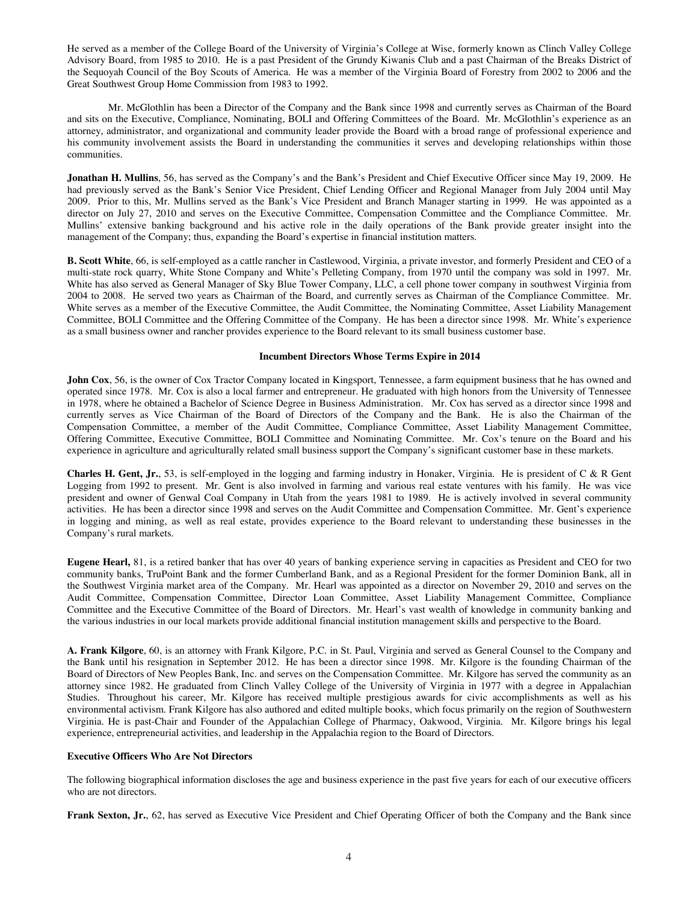He served as a member of the College Board of the University of Virginia's College at Wise, formerly known as Clinch Valley College Advisory Board, from 1985 to 2010. He is a past President of the Grundy Kiwanis Club and a past Chairman of the Breaks District of the Sequoyah Council of the Boy Scouts of America. He was a member of the Virginia Board of Forestry from 2002 to 2006 and the Great Southwest Group Home Commission from 1983 to 1992.

Mr. McGlothlin has been a Director of the Company and the Bank since 1998 and currently serves as Chairman of the Board and sits on the Executive, Compliance, Nominating, BOLI and Offering Committees of the Board. Mr. McGlothlin's experience as an attorney, administrator, and organizational and community leader provide the Board with a broad range of professional experience and his community involvement assists the Board in understanding the communities it serves and developing relationships within those communities.

**Jonathan H. Mullins**, 56, has served as the Company's and the Bank's President and Chief Executive Officer since May 19, 2009. He had previously served as the Bank's Senior Vice President, Chief Lending Officer and Regional Manager from July 2004 until May 2009. Prior to this, Mr. Mullins served as the Bank's Vice President and Branch Manager starting in 1999. He was appointed as a director on July 27, 2010 and serves on the Executive Committee, Compensation Committee and the Compliance Committee. Mr. Mullins' extensive banking background and his active role in the daily operations of the Bank provide greater insight into the management of the Company; thus, expanding the Board's expertise in financial institution matters.

**B. Scott White**, 66, is self-employed as a cattle rancher in Castlewood, Virginia, a private investor, and formerly President and CEO of a multi-state rock quarry, White Stone Company and White's Pelleting Company, from 1970 until the company was sold in 1997. Mr. White has also served as General Manager of Sky Blue Tower Company, LLC, a cell phone tower company in southwest Virginia from 2004 to 2008. He served two years as Chairman of the Board, and currently serves as Chairman of the Compliance Committee. Mr. White serves as a member of the Executive Committee, the Audit Committee, the Nominating Committee, Asset Liability Management Committee, BOLI Committee and the Offering Committee of the Company. He has been a director since 1998. Mr. White's experience as a small business owner and rancher provides experience to the Board relevant to its small business customer base.

**Incumbent Directors Whose Terms Expire in 2014**

**John Cox**, 56, is the owner of Cox Tractor Company located in Kingsport, Tennessee, a farm equipment business that he has owned and operated since 1978. Mr. Cox is also a local farmer and entrepreneur. He graduated with high honors from the University of Tennessee in 1978, where he obtained a Bachelor of Science Degree in Business Administration. Mr. Cox has served as a director since 1998 and currently serves as Vice Chairman of the Board of Directors of the Company and the Bank. He is also the Chairman of the Compensation Committee, a member of the Audit Committee, Compliance Committee, Asset Liability Management Committee, Offering Committee, Executive Committee, BOLI Committee and Nominating Committee. Mr. Cox's tenure on the Board and his experience in agriculture and agriculturally related small business support the Company's significant customer base in these markets.

**Charles H. Gent, Jr.**, 53, is self-employed in the logging and farming industry in Honaker, Virginia. He is president of C & R Gent Logging from 1992 to present. Mr. Gent is also involved in farming and various real estate ventures with his family. He was vice president and owner of Genwal Coal Company in Utah from the years 1981 to 1989. He is actively involved in several community activities. He has been a director since 1998 and serves on the Audit Committee and Compensation Committee. Mr. Gent's experience in logging and mining, as well as real estate, provides experience to the Board relevant to understanding these businesses in the Company's rural markets.

**Eugene Hearl,** 81, is a retired banker that has over 40 years of banking experience serving in capacities as President and CEO for two community banks, TruPoint Bank and the former Cumberland Bank, and as a Regional President for the former Dominion Bank, all in the Southwest Virginia market area of the Company. Mr. Hearl was appointed as a director on November 29, 2010 and serves on the Audit Committee, Compensation Committee, Director Loan Committee, Asset Liability Management Committee, Compliance Committee and the Executive Committee of the Board of Directors. Mr. Hearl's vast wealth of knowledge in community banking and the various industries in our local markets provide additional financial institution management skills and perspective to the Board.

**A. Frank Kilgore**, 60, is an attorney with Frank Kilgore, P.C. in St. Paul, Virginia and served as General Counsel to the Company and the Bank until his resignation in September 2012. He has been a director since 1998. Mr. Kilgore is the founding Chairman of the Board of Directors of New Peoples Bank, Inc. and serves on the Compensation Committee. Mr. Kilgore has served the community as an attorney since 1982. He graduated from Clinch Valley College of the University of Virginia in 1977 with a degree in Appalachian Studies. Throughout his career, Mr. Kilgore has received multiple prestigious awards for civic accomplishments as well as his environmental activism. Frank Kilgore has also authored and edited multiple books, which focus primarily on the region of Southwestern Virginia. He is past-Chair and Founder of the Appalachian College of Pharmacy, Oakwood, Virginia. Mr. Kilgore brings his legal experience, entrepreneurial activities, and leadership in the Appalachia region to the Board of Directors.

**Executive Officers Who Are Not Directors**

The following biographical information discloses the age and business experience in the past five years for each of our executive officers who are not directors.

**Frank Sexton, Jr.**, 62, has served as Executive Vice President and Chief Operating Officer of both the Company and the Bank since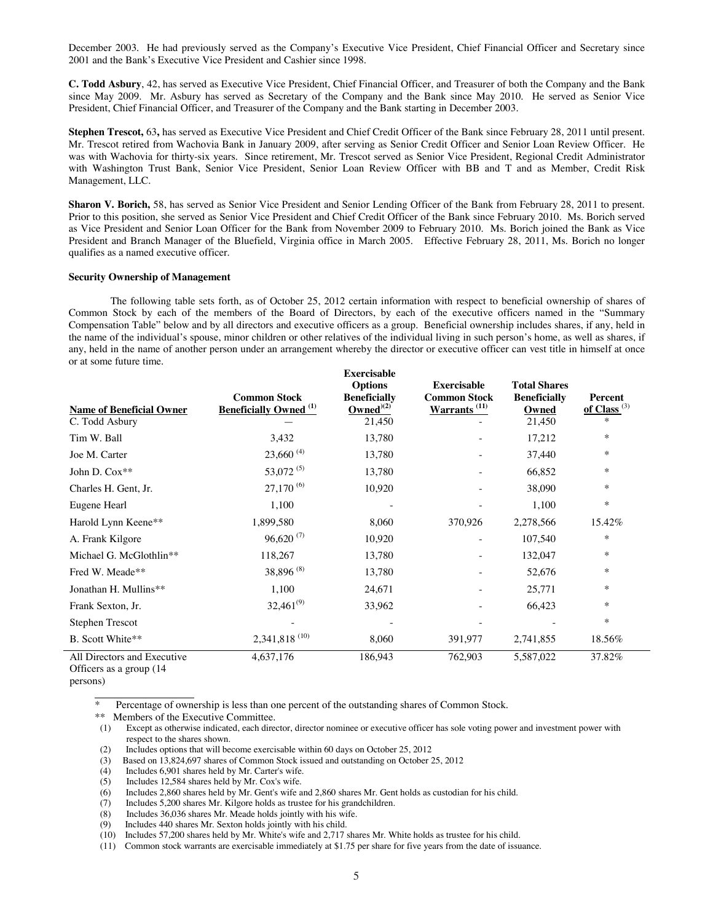December 2003. He had previously served as the Company's Executive Vice President, Chief Financial Officer and Secretary since 2001 and the Bank's Executive Vice President and Cashier since 1998.

**C. Todd Asbury**, 42, has served as Executive Vice President, Chief Financial Officer, and Treasurer of both the Company and the Bank since May 2009. Mr. Asbury has served as Secretary of the Company and the Bank since May 2010. He served as Senior Vice President, Chief Financial Officer, and Treasurer of the Company and the Bank starting in December 2003.

**Stephen Trescot,** 63**,** has served as Executive Vice President and Chief Credit Officer of the Bank since February 28, 2011 until present. Mr. Trescot retired from Wachovia Bank in January 2009, after serving as Senior Credit Officer and Senior Loan Review Officer. He was with Wachovia for thirty-six years. Since retirement, Mr. Trescot served as Senior Vice President, Regional Credit Administrator with Washington Trust Bank, Senior Vice President, Senior Loan Review Officer with BB and T and as Member, Credit Risk Management, LLC.

**Sharon V. Borich,** 58, has served as Senior Vice President and Senior Lending Officer of the Bank from February 28, 2011 to present. Prior to this position, she served as Senior Vice President and Chief Credit Officer of the Bank since February 2010. Ms. Borich served as Vice President and Senior Loan Officer for the Bank from November 2009 to February 2010. Ms. Borich joined the Bank as Vice President and Branch Manager of the Bluefield, Virginia office in March 2005. Effective February 28, 2011, Ms. Borich no longer qualifies as a named executive officer.

**Security Ownership of Management**

The following table sets forth, as of October 25, 2012 certain information with respect to beneficial ownership of shares of Common Stock by each of the members of the Board of Directors, by each of the executive officers named in the "Summary Compensation Table" below and by all directors and executive officers as a group. Beneficial ownership includes shares, if any, held in the name of the individual's spouse, minor children or other relatives of the individual living in such person's home, as well as shares, if any, held in the name of another person under an arrangement whereby the director or executive officer can vest title in himself at once or at some future time.

| Name of Beneficial Owner | Common Stock Beneficially Owned (1) | Exercisable Options Beneficially Owned(2) | Exercisable Common Stock Warrants (11) | Total Shares Beneficially Owned | Percent of Class (3) |
|---|---|---|---|---|---|
| C. Todd Asbury | — | 21,450 | - | 21,450 | * |
| Tim W. Ball | 3,432 | 13,780 | - | 17,212 | * |
| Joe M. Carter | 23,660 (4) | 13,780 | - | 37,440 | * |
| John D. Cox** | 53,072 (5) | 13,780 | - | 66,852 | * |
| Charles H. Gent, Jr. | 27,170 (6) | 10,920 | - | 38,090 | * |
| Eugene Hearl | 1,100 | - | - | 1,100 | * |
| Harold Lynn Keene** | 1,899,580 | 8,060 | 370,926 | 2,278,566 | 15.42% |
| A. Frank Kilgore | 96,620 (7) | 10,920 | - | 107,540 | * |
| Michael G. McGlothlin** | 118,267 | 13,780 | - | 132,047 | * |
| Fred W. Meade** | 38,896 (8) | 13,780 | - | 52,676 | * |
| Jonathan H. Mullins** | 1,100 | 24,671 | - | 25,771 | * |
| Frank Sexton, Jr. | 32,461(9) | 33,962 | - | 66,423 | * |
| Stephen Trescot | - | - | - | - | * |
| B. Scott White** | 2,341,818 (10) | 8,060 | 391,977 | 2,741,855 | 18.56% |
| All Directors and Executive Officers as a group (14 persons) | 4,637,176 | 186,943 | 762,903 | 5,587,022 | 37.82% |

\* Percentage of ownership is less than one percent of the outstanding shares of Common Stock.

** Members of the Executive Committee.

(1) Except as otherwise indicated, each director, director nominee or executive officer has sole voting power and investment power with respect to the shares shown.

(2) Includes options that will become exercisable within 60 days on October 25, 2012

(3) Based on 13,824,697 shares of Common Stock issued and outstanding on October 25, 2012

(4) Includes 6,901 shares held by Mr. Carter's wife.

(5) Includes 12,584 shares held by Mr. Cox's wife.

(6) Includes 2,860 shares held by Mr. Gent's wife and 2,860 shares Mr. Gent holds as custodian for his child.

(7) Includes 5,200 shares Mr. Kilgore holds as trustee for his grandchildren.

(8) Includes 36,036 shares Mr. Meade holds jointly with his wife.

(9) Includes 440 shares Mr. Sexton holds jointly with his child.

(10) Includes 57,200 shares held by Mr. White's wife and 2,717 shares Mr. White holds as trustee for his child.

(11) Common stock warrants are exercisable immediately at $1.75 per share for five years from the date of issuance.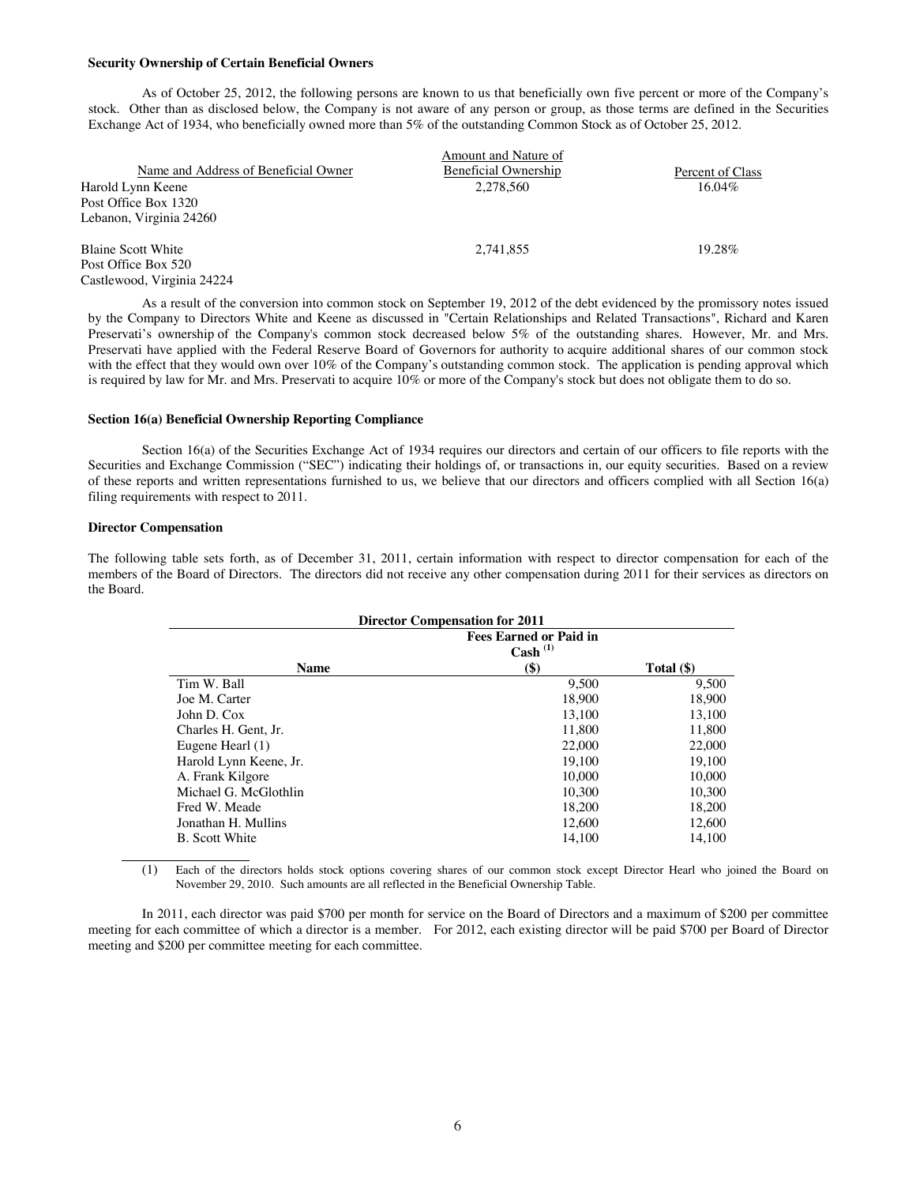**Security Ownership of Certain Beneficial Owners**

As of October 25, 2012, the following persons are known to us that beneficially own five percent or more of the Company's stock. Other than as disclosed below, the Company is not aware of any person or group, as those terms are defined in the Securities Exchange Act of 1934, who beneficially owned more than 5% of the outstanding Common Stock as of October 25, 2012.

| Name and Address of Beneficial Owner | Amount and Nature of Beneficial Ownership | Percent of Class |
|---|---|---|
| Harold Lynn Keene<br>Post Office Box 1320<br>Lebanon, Virginia 24260 | 2,278,560 | 16.04% |
| Blaine Scott White<br>Post Office Box 520<br>Castlewood, Virginia 24224 | 2,741,855 | 19.28% |

As a result of the conversion into common stock on September 19, 2012 of the debt evidenced by the promissory notes issued by the Company to Directors White and Keene as discussed in "Certain Relationships and Related Transactions", Richard and Karen Preservati's ownership of the Company's common stock decreased below 5% of the outstanding shares. However, Mr. and Mrs. Preservati have applied with the Federal Reserve Board of Governors for authority to acquire additional shares of our common stock with the effect that they would own over 10% of the Company's outstanding common stock. The application is pending approval which is required by law for Mr. and Mrs. Preservati to acquire 10% or more of the Company's stock but does not obligate them to do so.

**Section 16(a) Beneficial Ownership Reporting Compliance**

Section 16(a) of the Securities Exchange Act of 1934 requires our directors and certain of our officers to file reports with the Securities and Exchange Commission ("SEC") indicating their holdings of, or transactions in, our equity securities. Based on a review of these reports and written representations furnished to us, we believe that our directors and officers complied with all Section 16(a) filing requirements with respect to 2011.

**Director Compensation**

The following table sets forth, as of December 31, 2011, certain information with respect to director compensation for each of the members of the Board of Directors. The directors did not receive any other compensation during 2011 for their services as directors on the Board.

**Director Compensation for 2011**

| Name | Fees Earned or Paid in Cash [(1)] ($) | Total ($) |
|---|---|---|
| Tim W. Ball | 9,500 | 9,500 |
| Joe M. Carter | 18,900 | 18,900 |
| John D. Cox | 13,100 | 13,100 |
| Charles H. Gent, Jr. | 11,800 | 11,800 |
| Eugene Hearl (1) | 22,000 | 22,000 |
| Harold Lynn Keene, Jr. | 19,100 | 19,100 |
| A. Frank Kilgore | 10,000 | 10,000 |
| Michael G. McGlothlin | 10,300 | 10,300 |
| Fred W. Meade | 18,200 | 18,200 |
| Jonathan H. Mullins | 12,600 | 12,600 |
| B. Scott White | 14,100 | 14,100 |

(1) Each of the directors holds stock options covering shares of our common stock except Director Hearl who joined the Board on November 29, 2010. Such amounts are all reflected in the Beneficial Ownership Table.

In 2011, each director was paid $700 per month for service on the Board of Directors and a maximum of $200 per committee meeting for each committee of which a director is a member. For 2012, each existing director will be paid $700 per Board of Director meeting and $200 per committee meeting for each committee.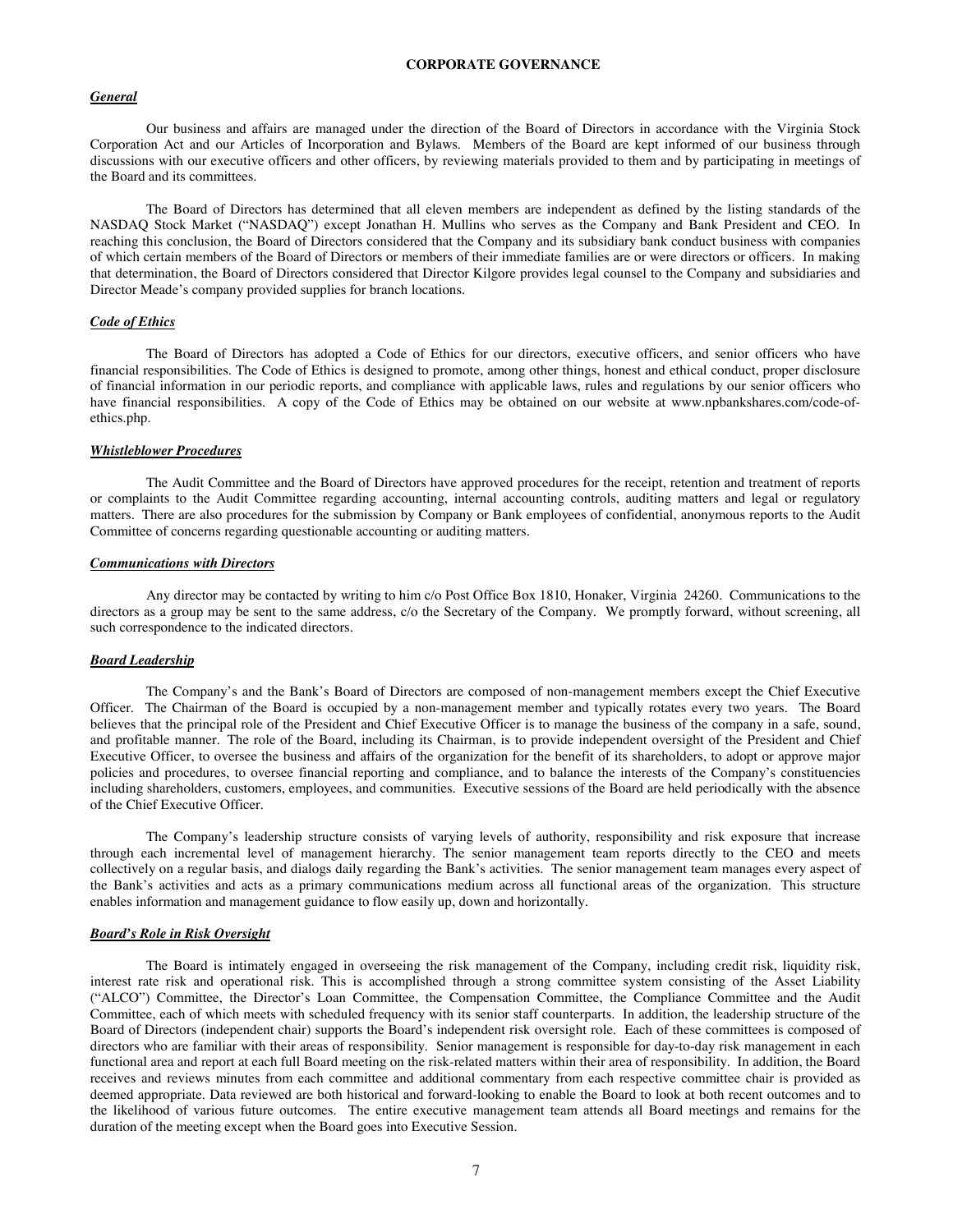## CORPORATE GOVERNANCE

***General***

Our business and affairs are managed under the direction of the Board of Directors in accordance with the Virginia Stock Corporation Act and our Articles of Incorporation and Bylaws. Members of the Board are kept informed of our business through discussions with our executive officers and other officers, by reviewing materials provided to them and by participating in meetings of the Board and its committees.

The Board of Directors has determined that all eleven members are independent as defined by the listing standards of the NASDAQ Stock Market ("NASDAQ") except Jonathan H. Mullins who serves as the Company and Bank President and CEO. In reaching this conclusion, the Board of Directors considered that the Company and its subsidiary bank conduct business with companies of which certain members of the Board of Directors or members of their immediate families are or were directors or officers. In making that determination, the Board of Directors considered that Director Kilgore provides legal counsel to the Company and subsidiaries and Director Meade's company provided supplies for branch locations.

***Code of Ethics***

The Board of Directors has adopted a Code of Ethics for our directors, executive officers, and senior officers who have financial responsibilities. The Code of Ethics is designed to promote, among other things, honest and ethical conduct, proper disclosure of financial information in our periodic reports, and compliance with applicable laws, rules and regulations by our senior officers who have financial responsibilities. A copy of the Code of Ethics may be obtained on our website at www.npbankshares.com/code-of-ethics.php.

***Whistleblower Procedures***

The Audit Committee and the Board of Directors have approved procedures for the receipt, retention and treatment of reports or complaints to the Audit Committee regarding accounting, internal accounting controls, auditing matters and legal or regulatory matters. There are also procedures for the submission by Company or Bank employees of confidential, anonymous reports to the Audit Committee of concerns regarding questionable accounting or auditing matters.

***Communications with Directors***

Any director may be contacted by writing to him c/o Post Office Box 1810, Honaker, Virginia 24260. Communications to the directors as a group may be sent to the same address, c/o the Secretary of the Company. We promptly forward, without screening, all such correspondence to the indicated directors.

***Board Leadership***

The Company's and the Bank's Board of Directors are composed of non-management members except the Chief Executive Officer. The Chairman of the Board is occupied by a non-management member and typically rotates every two years. The Board believes that the principal role of the President and Chief Executive Officer is to manage the business of the company in a safe, sound, and profitable manner. The role of the Board, including its Chairman, is to provide independent oversight of the President and Chief Executive Officer, to oversee the business and affairs of the organization for the benefit of its shareholders, to adopt or approve major policies and procedures, to oversee financial reporting and compliance, and to balance the interests of the Company's constituencies including shareholders, customers, employees, and communities. Executive sessions of the Board are held periodically with the absence of the Chief Executive Officer.

The Company's leadership structure consists of varying levels of authority, responsibility and risk exposure that increase through each incremental level of management hierarchy. The senior management team reports directly to the CEO and meets collectively on a regular basis, and dialogs daily regarding the Bank's activities. The senior management team manages every aspect of the Bank's activities and acts as a primary communications medium across all functional areas of the organization. This structure enables information and management guidance to flow easily up, down and horizontally.

***Board's Role in Risk Oversight***

The Board is intimately engaged in overseeing the risk management of the Company, including credit risk, liquidity risk, interest rate risk and operational risk. This is accomplished through a strong committee system consisting of the Asset Liability ("ALCO") Committee, the Director's Loan Committee, the Compensation Committee, the Compliance Committee and the Audit Committee, each of which meets with scheduled frequency with its senior staff counterparts. In addition, the leadership structure of the Board of Directors (independent chair) supports the Board's independent risk oversight role. Each of these committees is composed of directors who are familiar with their areas of responsibility. Senior management is responsible for day-to-day risk management in each functional area and report at each full Board meeting on the risk-related matters within their area of responsibility. In addition, the Board receives and reviews minutes from each committee and additional commentary from each respective committee chair is provided as deemed appropriate. Data reviewed are both historical and forward-looking to enable the Board to look at both recent outcomes and to the likelihood of various future outcomes. The entire executive management team attends all Board meetings and remains for the duration of the meeting except when the Board goes into Executive Session.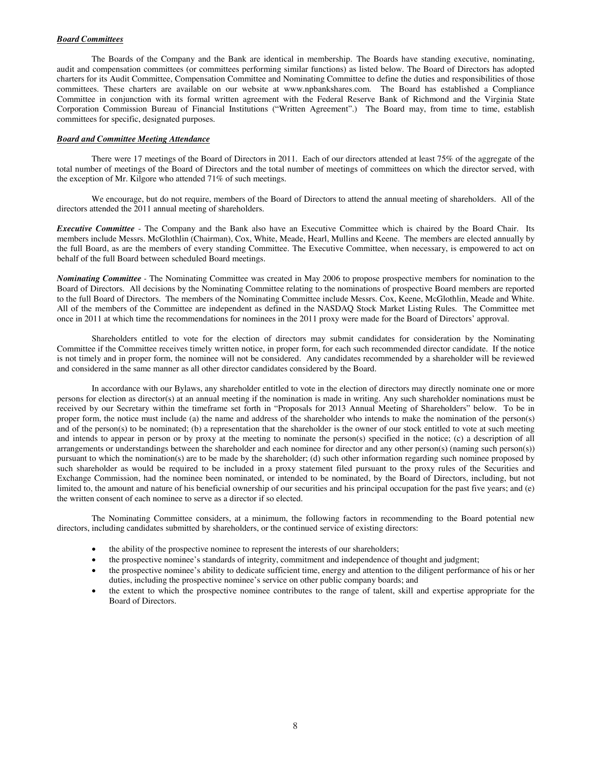***Board Committees***

The Boards of the Company and the Bank are identical in membership. The Boards have standing executive, nominating, audit and compensation committees (or committees performing similar functions) as listed below. The Board of Directors has adopted charters for its Audit Committee, Compensation Committee and Nominating Committee to define the duties and responsibilities of those committees. These charters are available on our website at www.npbankshares.com. The Board has established a Compliance Committee in conjunction with its formal written agreement with the Federal Reserve Bank of Richmond and the Virginia State Corporation Commission Bureau of Financial Institutions ("Written Agreement".) The Board may, from time to time, establish committees for specific, designated purposes.

***Board and Committee Meeting Attendance***

There were 17 meetings of the Board of Directors in 2011. Each of our directors attended at least 75% of the aggregate of the total number of meetings of the Board of Directors and the total number of meetings of committees on which the director served, with the exception of Mr. Kilgore who attended 71% of such meetings.

We encourage, but do not require, members of the Board of Directors to attend the annual meeting of shareholders. All of the directors attended the 2011 annual meeting of shareholders.

***Executive Committee*** - The Company and the Bank also have an Executive Committee which is chaired by the Board Chair. Its members include Messrs. McGlothlin (Chairman), Cox, White, Meade, Hearl, Mullins and Keene. The members are elected annually by the full Board, as are the members of every standing Committee. The Executive Committee, when necessary, is empowered to act on behalf of the full Board between scheduled Board meetings.

***Nominating Committee*** - The Nominating Committee was created in May 2006 to propose prospective members for nomination to the Board of Directors. All decisions by the Nominating Committee relating to the nominations of prospective Board members are reported to the full Board of Directors. The members of the Nominating Committee include Messrs. Cox, Keene, McGlothlin, Meade and White. All of the members of the Committee are independent as defined in the NASDAQ Stock Market Listing Rules. The Committee met once in 2011 at which time the recommendations for nominees in the 2011 proxy were made for the Board of Directors' approval.

Shareholders entitled to vote for the election of directors may submit candidates for consideration by the Nominating Committee if the Committee receives timely written notice, in proper form, for each such recommended director candidate. If the notice is not timely and in proper form, the nominee will not be considered. Any candidates recommended by a shareholder will be reviewed and considered in the same manner as all other director candidates considered by the Board.

In accordance with our Bylaws, any shareholder entitled to vote in the election of directors may directly nominate one or more persons for election as director(s) at an annual meeting if the nomination is made in writing. Any such shareholder nominations must be received by our Secretary within the timeframe set forth in "Proposals for 2013 Annual Meeting of Shareholders" below. To be in proper form, the notice must include (a) the name and address of the shareholder who intends to make the nomination of the person(s) and of the person(s) to be nominated; (b) a representation that the shareholder is the owner of our stock entitled to vote at such meeting and intends to appear in person or by proxy at the meeting to nominate the person(s) specified in the notice; (c) a description of all arrangements or understandings between the shareholder and each nominee for director and any other person(s) (naming such person(s)) pursuant to which the nomination(s) are to be made by the shareholder; (d) such other information regarding such nominee proposed by such shareholder as would be required to be included in a proxy statement filed pursuant to the proxy rules of the Securities and Exchange Commission, had the nominee been nominated, or intended to be nominated, by the Board of Directors, including, but not limited to, the amount and nature of his beneficial ownership of our securities and his principal occupation for the past five years; and (e) the written consent of each nominee to serve as a director if so elected.

The Nominating Committee considers, at a minimum, the following factors in recommending to the Board potential new directors, including candidates submitted by shareholders, or the continued service of existing directors:

- the ability of the prospective nominee to represent the interests of our shareholders;
- the prospective nominee's standards of integrity, commitment and independence of thought and judgment;
- the prospective nominee's ability to dedicate sufficient time, energy and attention to the diligent performance of his or her duties, including the prospective nominee's service on other public company boards; and
- the extent to which the prospective nominee contributes to the range of talent, skill and expertise appropriate for the Board of Directors.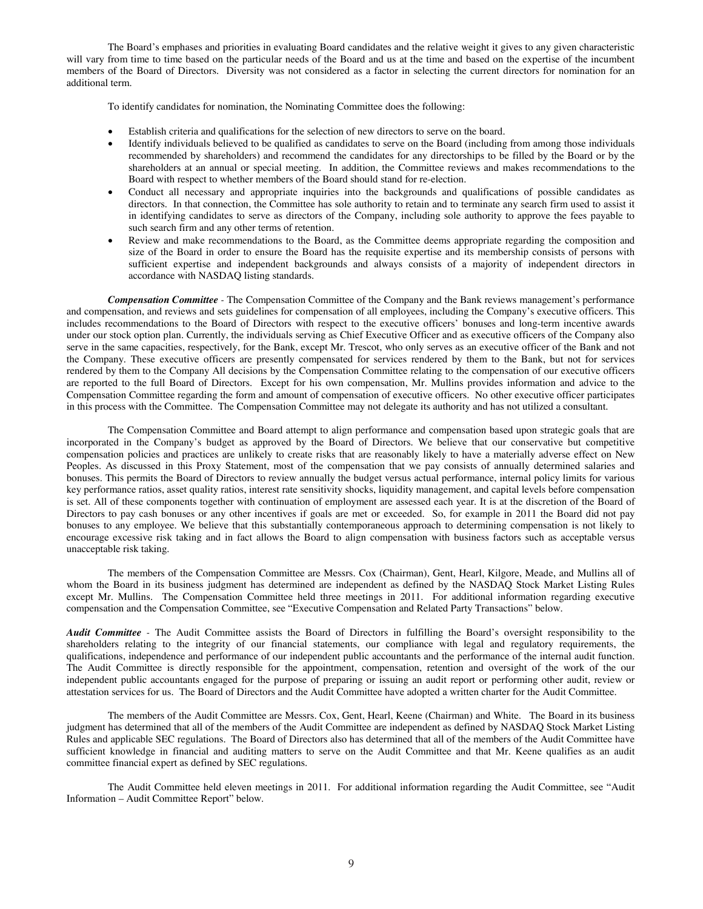The Board's emphases and priorities in evaluating Board candidates and the relative weight it gives to any given characteristic will vary from time to time based on the particular needs of the Board and us at the time and based on the expertise of the incumbent members of the Board of Directors. Diversity was not considered as a factor in selecting the current directors for nomination for an additional term.

To identify candidates for nomination, the Nominating Committee does the following:

- Establish criteria and qualifications for the selection of new directors to serve on the board.
- Identify individuals believed to be qualified as candidates to serve on the Board (including from among those individuals recommended by shareholders) and recommend the candidates for any directorships to be filled by the Board or by the shareholders at an annual or special meeting. In addition, the Committee reviews and makes recommendations to the Board with respect to whether members of the Board should stand for re-election.
- Conduct all necessary and appropriate inquiries into the backgrounds and qualifications of possible candidates as directors. In that connection, the Committee has sole authority to retain and to terminate any search firm used to assist it in identifying candidates to serve as directors of the Company, including sole authority to approve the fees payable to such search firm and any other terms of retention.
- Review and make recommendations to the Board, as the Committee deems appropriate regarding the composition and size of the Board in order to ensure the Board has the requisite expertise and its membership consists of persons with sufficient expertise and independent backgrounds and always consists of a majority of independent directors in accordance with NASDAQ listing standards.

***Compensation Committee*** - The Compensation Committee of the Company and the Bank reviews management's performance and compensation, and reviews and sets guidelines for compensation of all employees, including the Company's executive officers. This includes recommendations to the Board of Directors with respect to the executive officers' bonuses and long-term incentive awards under our stock option plan. Currently, the individuals serving as Chief Executive Officer and as executive officers of the Company also serve in the same capacities, respectively, for the Bank, except Mr. Trescot, who only serves as an executive officer of the Bank and not the Company. These executive officers are presently compensated for services rendered by them to the Bank, but not for services rendered by them to the Company All decisions by the Compensation Committee relating to the compensation of our executive officers are reported to the full Board of Directors. Except for his own compensation, Mr. Mullins provides information and advice to the Compensation Committee regarding the form and amount of compensation of executive officers. No other executive officer participates in this process with the Committee. The Compensation Committee may not delegate its authority and has not utilized a consultant.

The Compensation Committee and Board attempt to align performance and compensation based upon strategic goals that are incorporated in the Company's budget as approved by the Board of Directors. We believe that our conservative but competitive compensation policies and practices are unlikely to create risks that are reasonably likely to have a materially adverse effect on New Peoples. As discussed in this Proxy Statement, most of the compensation that we pay consists of annually determined salaries and bonuses. This permits the Board of Directors to review annually the budget versus actual performance, internal policy limits for various key performance ratios, asset quality ratios, interest rate sensitivity shocks, liquidity management, and capital levels before compensation is set. All of these components together with continuation of employment are assessed each year. It is at the discretion of the Board of Directors to pay cash bonuses or any other incentives if goals are met or exceeded. So, for example in 2011 the Board did not pay bonuses to any employee. We believe that this substantially contemporaneous approach to determining compensation is not likely to encourage excessive risk taking and in fact allows the Board to align compensation with business factors such as acceptable versus unacceptable risk taking.

The members of the Compensation Committee are Messrs. Cox (Chairman), Gent, Hearl, Kilgore, Meade, and Mullins all of whom the Board in its business judgment has determined are independent as defined by the NASDAQ Stock Market Listing Rules except Mr. Mullins. The Compensation Committee held three meetings in 2011. For additional information regarding executive compensation and the Compensation Committee, see "Executive Compensation and Related Party Transactions" below.

***Audit Committee*** - The Audit Committee assists the Board of Directors in fulfilling the Board's oversight responsibility to the shareholders relating to the integrity of our financial statements, our compliance with legal and regulatory requirements, the qualifications, independence and performance of our independent public accountants and the performance of the internal audit function. The Audit Committee is directly responsible for the appointment, compensation, retention and oversight of the work of the our independent public accountants engaged for the purpose of preparing or issuing an audit report or performing other audit, review or attestation services for us. The Board of Directors and the Audit Committee have adopted a written charter for the Audit Committee.

The members of the Audit Committee are Messrs. Cox, Gent, Hearl, Keene (Chairman) and White. The Board in its business judgment has determined that all of the members of the Audit Committee are independent as defined by NASDAQ Stock Market Listing Rules and applicable SEC regulations. The Board of Directors also has determined that all of the members of the Audit Committee have sufficient knowledge in financial and auditing matters to serve on the Audit Committee and that Mr. Keene qualifies as an audit committee financial expert as defined by SEC regulations.

The Audit Committee held eleven meetings in 2011. For additional information regarding the Audit Committee, see "Audit Information – Audit Committee Report" below.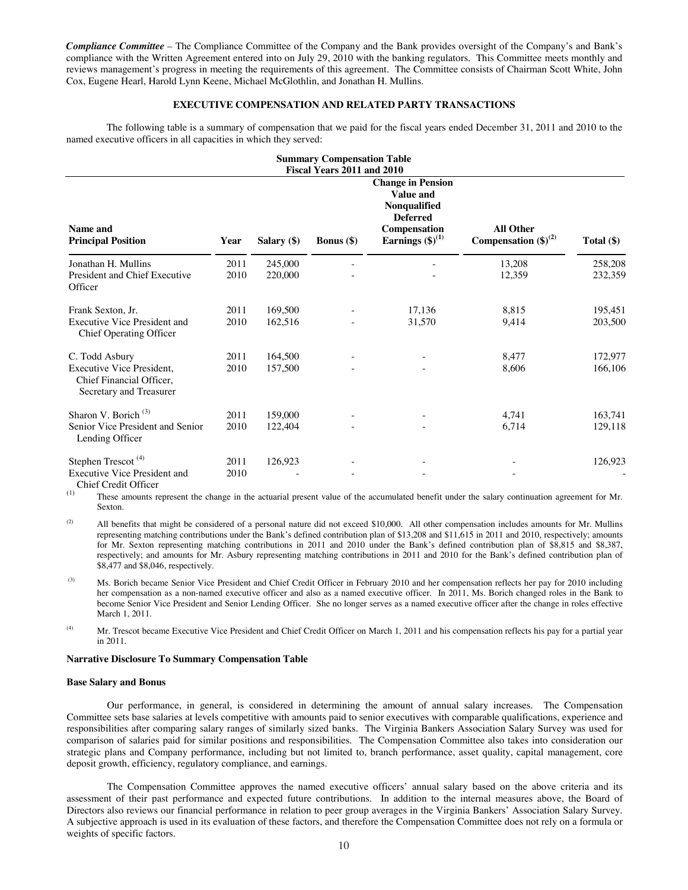***Compliance Committee*** – The Compliance Committee of the Company and the Bank provides oversight of the Company's and Bank's compliance with the Written Agreement entered into on July 29, 2010 with the banking regulators. This Committee meets monthly and reviews management's progress in meeting the requirements of this agreement. The Committee consists of Chairman Scott White, John Cox, Eugene Hearl, Harold Lynn Keene, Michael McGlothlin, and Jonathan H. Mullins.

## EXECUTIVE COMPENSATION AND RELATED PARTY TRANSACTIONS

The following table is a summary of compensation that we paid for the fiscal years ended December 31, 2011 and 2010 to the named executive officers in all capacities in which they served:

**Summary Compensation Table**
**Fiscal Years 2011 and 2010**

| Name and Principal Position | Year | Salary ($) | Bonus ($) | Change in Pension Value and Nonqualified Deferred Compensation Earnings ($)[(1)] | All Other Compensation ($)[(2)] | Total ($) |
|---|---|---|---|---|---|---|
| Jonathan H. Mullins | 2011 | 245,000 | - | - | 13,208 | 258,208 |
| President and Chief Executive Officer | 2010 | 220,000 | - | - | 12,359 | 232,359 |
| Frank Sexton, Jr. | 2011 | 169,500 | - | 17,136 | 8,815 | 195,451 |
| Executive Vice President and Chief Operating Officer | 2010 | 162,516 | - | 31,570 | 9,414 | 203,500 |
| C. Todd Asbury | 2011 | 164,500 | - | - | 8,477 | 172,977 |
| Executive Vice President, Chief Financial Officer, Secretary and Treasurer | 2010 | 157,500 | - | - | 8,606 | 166,106 |
| Sharon V. Borich [(3)] | 2011 | 159,000 | - | - | 4,741 | 163,741 |
| Senior Vice President and Senior Lending Officer | 2010 | 122,404 | - | - | 6,714 | 129,118 |
| Stephen Trescot [(4)] | 2011 | 126,923 | - | - | - | 126,923 |
| Executive Vice President and Chief Credit Officer | 2010 | - | - | - | - | - |

(1) These amounts represent the change in the actuarial present value of the accumulated benefit under the salary continuation agreement for Mr. Sexton.

(2) All benefits that might be considered of a personal nature did not exceed $10,000. All other compensation includes amounts for Mr. Mullins representing matching contributions under the Bank's defined contribution plan of $13,208 and $11,615 in 2011 and 2010, respectively; amounts for Mr. Sexton representing matching contributions in 2011 and 2010 under the Bank's defined contribution plan of $8,815 and $8,387, respectively; and amounts for Mr. Asbury representing matching contributions in 2011 and 2010 for the Bank's defined contribution plan of $8,477 and $8,046, respectively.

(3) Ms. Borich became Senior Vice President and Chief Credit Officer in February 2010 and her compensation reflects her pay for 2010 including her compensation as a non-named executive officer and also as a named executive officer. In 2011, Ms. Borich changed roles in the Bank to become Senior Vice President and Senior Lending Officer. She no longer serves as a named executive officer after the change in roles effective March 1, 2011.

(4) Mr. Trescot became Executive Vice President and Chief Credit Officer on March 1, 2011 and his compensation reflects his pay for a partial year in 2011.

### Narrative Disclosure To Summary Compensation Table

#### Base Salary and Bonus

Our performance, in general, is considered in determining the amount of annual salary increases. The Compensation Committee sets base salaries at levels competitive with amounts paid to senior executives with comparable qualifications, experience and responsibilities after comparing salary ranges of similarly sized banks. The Virginia Bankers Association Salary Survey was used for comparison of salaries paid for similar positions and responsibilities. The Compensation Committee also takes into consideration our strategic plans and Company performance, including but not limited to, branch performance, asset quality, capital management, core deposit growth, efficiency, regulatory compliance, and earnings.

The Compensation Committee approves the named executive officers' annual salary based on the above criteria and its assessment of their past performance and expected future contributions. In addition to the internal measures above, the Board of Directors also reviews our financial performance in relation to peer group averages in the Virginia Bankers' Association Salary Survey. A subjective approach is used in its evaluation of these factors, and therefore the Compensation Committee does not rely on a formula or weights of specific factors.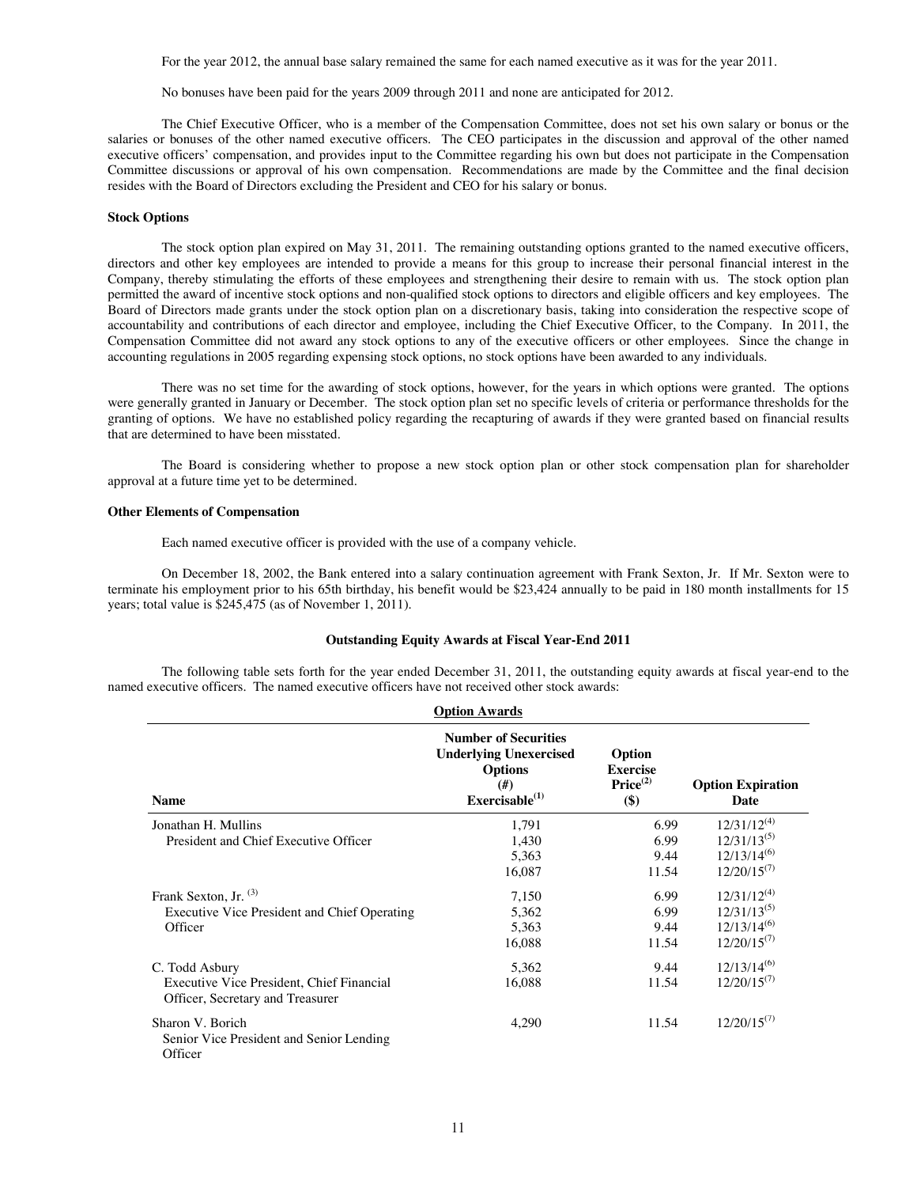For the year 2012, the annual base salary remained the same for each named executive as it was for the year 2011.

No bonuses have been paid for the years 2009 through 2011 and none are anticipated for 2012.

The Chief Executive Officer, who is a member of the Compensation Committee, does not set his own salary or bonus or the salaries or bonuses of the other named executive officers. The CEO participates in the discussion and approval of the other named executive officers' compensation, and provides input to the Committee regarding his own but does not participate in the Compensation Committee discussions or approval of his own compensation. Recommendations are made by the Committee and the final decision resides with the Board of Directors excluding the President and CEO for his salary or bonus.

**Stock Options**

The stock option plan expired on May 31, 2011. The remaining outstanding options granted to the named executive officers, directors and other key employees are intended to provide a means for this group to increase their personal financial interest in the Company, thereby stimulating the efforts of these employees and strengthening their desire to remain with us. The stock option plan permitted the award of incentive stock options and non-qualified stock options to directors and eligible officers and key employees. The Board of Directors made grants under the stock option plan on a discretionary basis, taking into consideration the respective scope of accountability and contributions of each director and employee, including the Chief Executive Officer, to the Company. In 2011, the Compensation Committee did not award any stock options to any of the executive officers or other employees. Since the change in accounting regulations in 2005 regarding expensing stock options, no stock options have been awarded to any individuals.

There was no set time for the awarding of stock options, however, for the years in which options were granted. The options were generally granted in January or December. The stock option plan set no specific levels of criteria or performance thresholds for the granting of options. We have no established policy regarding the recapturing of awards if they were granted based on financial results that are determined to have been misstated.

The Board is considering whether to propose a new stock option plan or other stock compensation plan for shareholder approval at a future time yet to be determined.

**Other Elements of Compensation**

Each named executive officer is provided with the use of a company vehicle.

On December 18, 2002, the Bank entered into a salary continuation agreement with Frank Sexton, Jr. If Mr. Sexton were to terminate his employment prior to his 65th birthday, his benefit would be $23,424 annually to be paid in 180 month installments for 15 years; total value is $245,475 (as of November 1, 2011).

**Outstanding Equity Awards at Fiscal Year-End 2011**

The following table sets forth for the year ended December 31, 2011, the outstanding equity awards at fiscal year-end to the named executive officers. The named executive officers have not received other stock awards:

| | **Option Awards** | | |
|---|---|---|---|
| **Name** | **Number of Securities Underlying Unexercised Options (#) Exercisable[1]** | **Option Exercise Price[2] ($)** | **Option Expiration Date** |
| Jonathan H. Mullins | 1,791 | 6.99 | 12/31/12[4] |
| President and Chief Executive Officer | 1,430 | 6.99 | 12/31/13[5] |
| | 5,363 | 9.44 | 12/13/14[6] |
| | 16,087 | 11.54 | 12/20/15[7] |
| Frank Sexton, Jr. [3] | 7,150 | 6.99 | 12/31/12[4] |
| Executive Vice President and Chief Operating Officer | 5,362 | 6.99 | 12/31/13[5] |
| | 5,363 | 9.44 | 12/13/14[6] |
| | 16,088 | 11.54 | 12/20/15[7] |
| C. Todd Asbury | 5,362 | 9.44 | 12/13/14[6] |
| Executive Vice President, Chief Financial Officer, Secretary and Treasurer | 16,088 | 11.54 | 12/20/15[7] |
| Sharon V. Borich | 4,290 | 11.54 | 12/20/15[7] |
| Senior Vice President and Senior Lending Officer | | | |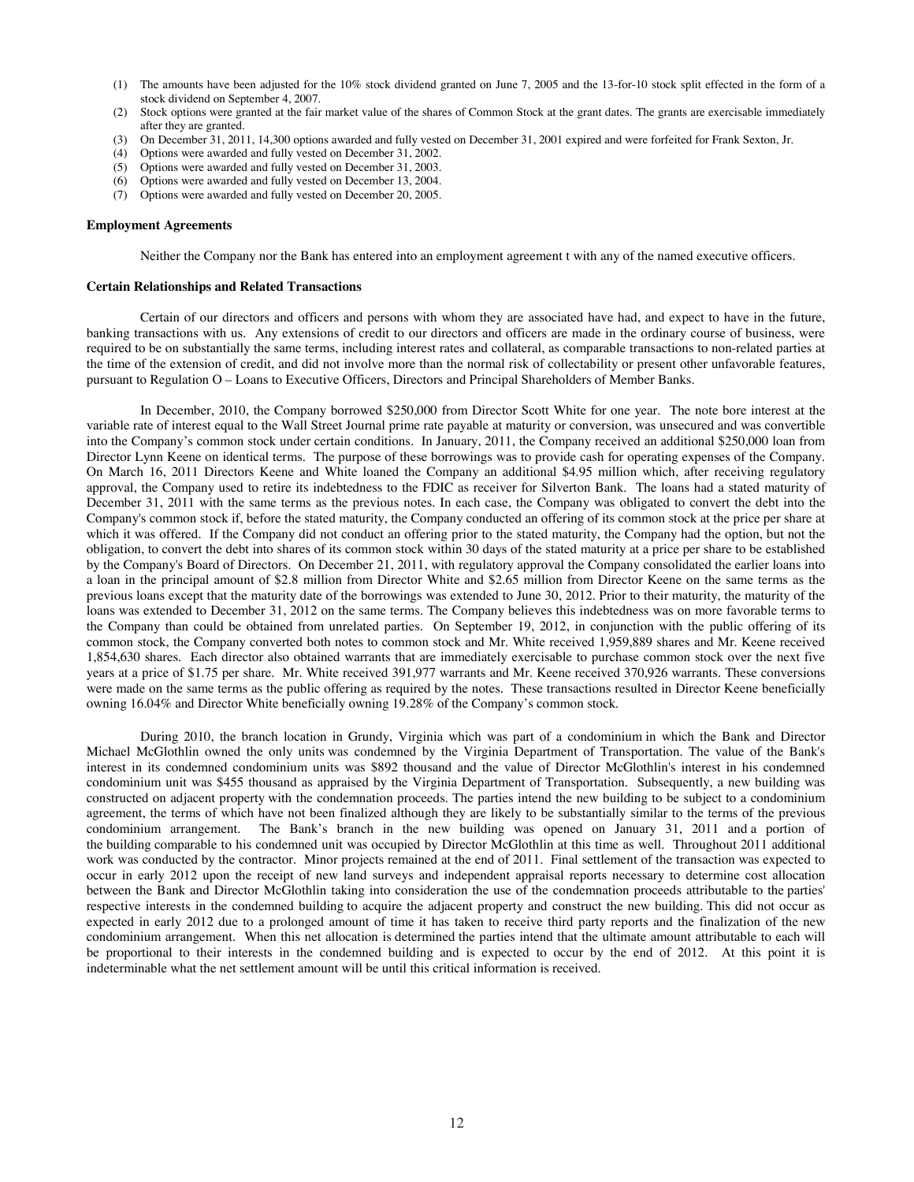(1) The amounts have been adjusted for the 10% stock dividend granted on June 7, 2005 and the 13-for-10 stock split effected in the form of a stock dividend on September 4, 2007.
(2) Stock options were granted at the fair market value of the shares of Common Stock at the grant dates. The grants are exercisable immediately after they are granted.
(3) On December 31, 2011, 14,300 options awarded and fully vested on December 31, 2001 expired and were forfeited for Frank Sexton, Jr.
(4) Options were awarded and fully vested on December 31, 2002.
(5) Options were awarded and fully vested on December 31, 2003.
(6) Options were awarded and fully vested on December 13, 2004.
(7) Options were awarded and fully vested on December 20, 2005.

**Employment Agreements**

Neither the Company nor the Bank has entered into an employment agreement t with any of the named executive officers.

**Certain Relationships and Related Transactions**

Certain of our directors and officers and persons with whom they are associated have had, and expect to have in the future, banking transactions with us. Any extensions of credit to our directors and officers are made in the ordinary course of business, were required to be on substantially the same terms, including interest rates and collateral, as comparable transactions to non-related parties at the time of the extension of credit, and did not involve more than the normal risk of collectability or present other unfavorable features, pursuant to Regulation O – Loans to Executive Officers, Directors and Principal Shareholders of Member Banks.

In December, 2010, the Company borrowed $250,000 from Director Scott White for one year. The note bore interest at the variable rate of interest equal to the Wall Street Journal prime rate payable at maturity or conversion, was unsecured and was convertible into the Company's common stock under certain conditions. In January, 2011, the Company received an additional $250,000 loan from Director Lynn Keene on identical terms. The purpose of these borrowings was to provide cash for operating expenses of the Company. On March 16, 2011 Directors Keene and White loaned the Company an additional $4.95 million which, after receiving regulatory approval, the Company used to retire its indebtedness to the FDIC as receiver for Silverton Bank. The loans had a stated maturity of December 31, 2011 with the same terms as the previous notes. In each case, the Company was obligated to convert the debt into the Company's common stock if, before the stated maturity, the Company conducted an offering of its common stock at the price per share at which it was offered. If the Company did not conduct an offering prior to the stated maturity, the Company had the option, but not the obligation, to convert the debt into shares of its common stock within 30 days of the stated maturity at a price per share to be established by the Company's Board of Directors. On December 21, 2011, with regulatory approval the Company consolidated the earlier loans into a loan in the principal amount of $2.8 million from Director White and $2.65 million from Director Keene on the same terms as the previous loans except that the maturity date of the borrowings was extended to June 30, 2012. Prior to their maturity, the maturity of the loans was extended to December 31, 2012 on the same terms. The Company believes this indebtedness was on more favorable terms to the Company than could be obtained from unrelated parties. On September 19, 2012, in conjunction with the public offering of its common stock, the Company converted both notes to common stock and Mr. White received 1,959,889 shares and Mr. Keene received 1,854,630 shares. Each director also obtained warrants that are immediately exercisable to purchase common stock over the next five years at a price of $1.75 per share. Mr. White received 391,977 warrants and Mr. Keene received 370,926 warrants. These conversions were made on the same terms as the public offering as required by the notes. These transactions resulted in Director Keene beneficially owning 16.04% and Director White beneficially owning 19.28% of the Company's common stock.

During 2010, the branch location in Grundy, Virginia which was part of a condominium in which the Bank and Director Michael McGlothlin owned the only units was condemned by the Virginia Department of Transportation. The value of the Bank's interest in its condemned condominium units was $892 thousand and the value of Director McGlothlin's interest in his condemned condominium unit was $455 thousand as appraised by the Virginia Department of Transportation. Subsequently, a new building was constructed on adjacent property with the condemnation proceeds. The parties intend the new building to be subject to a condominium agreement, the terms of which have not been finalized although they are likely to be substantially similar to the terms of the previous condominium arrangement. The Bank's branch in the new building was opened on January 31, 2011 and a portion of the building comparable to his condemned unit was occupied by Director McGlothlin at this time as well. Throughout 2011 additional work was conducted by the contractor. Minor projects remained at the end of 2011. Final settlement of the transaction was expected to occur in early 2012 upon the receipt of new land surveys and independent appraisal reports necessary to determine cost allocation between the Bank and Director McGlothlin taking into consideration the use of the condemnation proceeds attributable to the parties' respective interests in the condemned building to acquire the adjacent property and construct the new building. This did not occur as expected in early 2012 due to a prolonged amount of time it has taken to receive third party reports and the finalization of the new condominium arrangement. When this net allocation is determined the parties intend that the ultimate amount attributable to each will be proportional to their interests in the condemned building and is expected to occur by the end of 2012. At this point it is indeterminable what the net settlement amount will be until this critical information is received.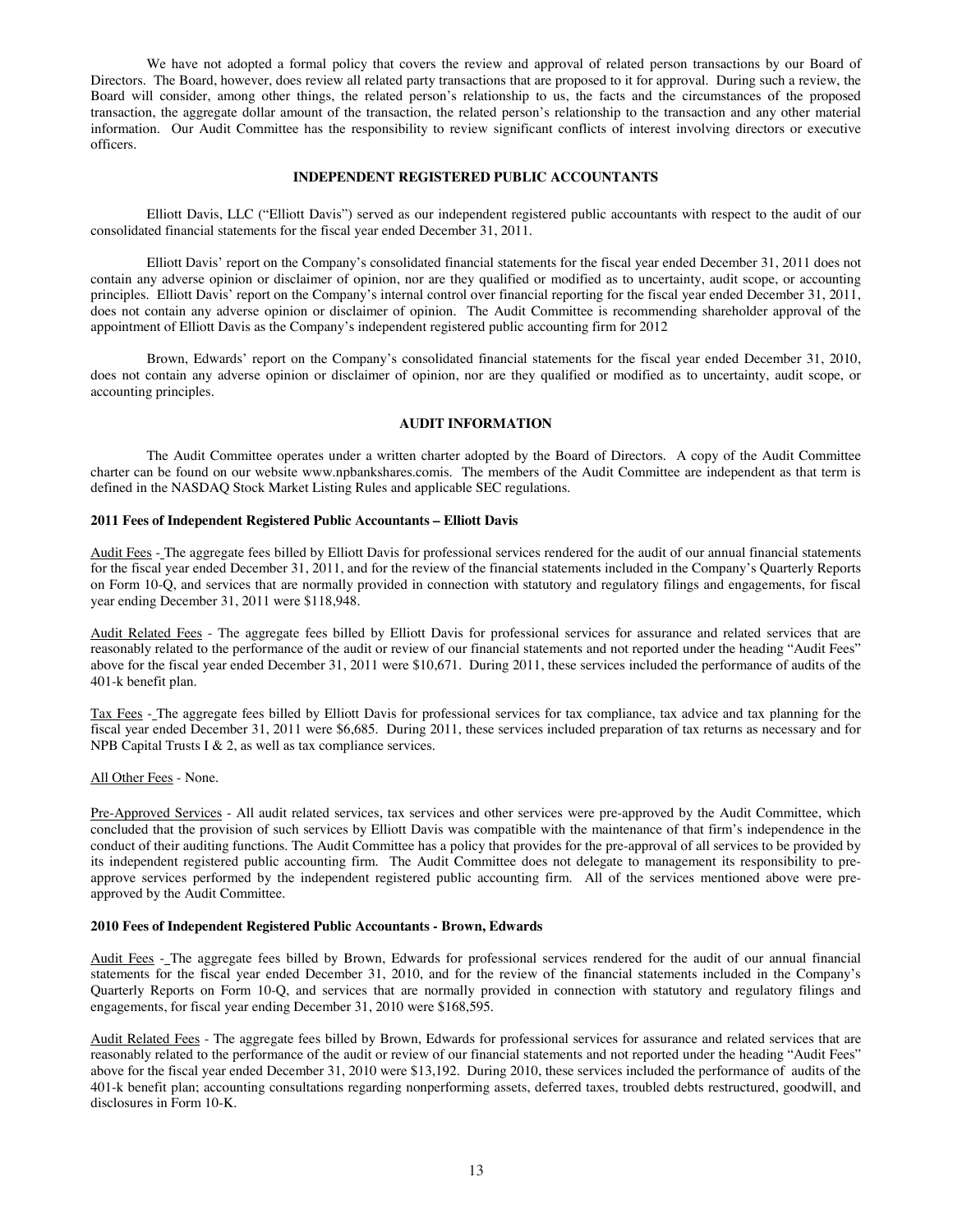We have not adopted a formal policy that covers the review and approval of related person transactions by our Board of Directors. The Board, however, does review all related party transactions that are proposed to it for approval. During such a review, the Board will consider, among other things, the related person's relationship to us, the facts and the circumstances of the proposed transaction, the aggregate dollar amount of the transaction, the related person's relationship to the transaction and any other material information. Our Audit Committee has the responsibility to review significant conflicts of interest involving directors or executive officers.

## INDEPENDENT REGISTERED PUBLIC ACCOUNTANTS

Elliott Davis, LLC ("Elliott Davis") served as our independent registered public accountants with respect to the audit of our consolidated financial statements for the fiscal year ended December 31, 2011.

Elliott Davis' report on the Company's consolidated financial statements for the fiscal year ended December 31, 2011 does not contain any adverse opinion or disclaimer of opinion, nor are they qualified or modified as to uncertainty, audit scope, or accounting principles. Elliott Davis' report on the Company's internal control over financial reporting for the fiscal year ended December 31, 2011, does not contain any adverse opinion or disclaimer of opinion. The Audit Committee is recommending shareholder approval of the appointment of Elliott Davis as the Company's independent registered public accounting firm for 2012

Brown, Edwards' report on the Company's consolidated financial statements for the fiscal year ended December 31, 2010, does not contain any adverse opinion or disclaimer of opinion, nor are they qualified or modified as to uncertainty, audit scope, or accounting principles.

## AUDIT INFORMATION

The Audit Committee operates under a written charter adopted by the Board of Directors. A copy of the Audit Committee charter can be found on our website www.npbankshares.comis. The members of the Audit Committee are independent as that term is defined in the NASDAQ Stock Market Listing Rules and applicable SEC regulations.

**2011 Fees of Independent Registered Public Accountants – Elliott Davis**

Audit Fees - The aggregate fees billed by Elliott Davis for professional services rendered for the audit of our annual financial statements for the fiscal year ended December 31, 2011, and for the review of the financial statements included in the Company's Quarterly Reports on Form 10-Q, and services that are normally provided in connection with statutory and regulatory filings and engagements, for fiscal year ending December 31, 2011 were $118,948.

Audit Related Fees - The aggregate fees billed by Elliott Davis for professional services for assurance and related services that are reasonably related to the performance of the audit or review of our financial statements and not reported under the heading "Audit Fees" above for the fiscal year ended December 31, 2011 were $10,671. During 2011, these services included the performance of audits of the 401-k benefit plan.

Tax Fees - The aggregate fees billed by Elliott Davis for professional services for tax compliance, tax advice and tax planning for the fiscal year ended December 31, 2011 were $6,685. During 2011, these services included preparation of tax returns as necessary and for NPB Capital Trusts I & 2, as well as tax compliance services.

All Other Fees - None.

Pre-Approved Services - All audit related services, tax services and other services were pre-approved by the Audit Committee, which concluded that the provision of such services by Elliott Davis was compatible with the maintenance of that firm's independence in the conduct of their auditing functions. The Audit Committee has a policy that provides for the pre-approval of all services to be provided by its independent registered public accounting firm. The Audit Committee does not delegate to management its responsibility to pre-approve services performed by the independent registered public accounting firm. All of the services mentioned above were pre-approved by the Audit Committee.

**2010 Fees of Independent Registered Public Accountants - Brown, Edwards**

Audit Fees - The aggregate fees billed by Brown, Edwards for professional services rendered for the audit of our annual financial statements for the fiscal year ended December 31, 2010, and for the review of the financial statements included in the Company's Quarterly Reports on Form 10-Q, and services that are normally provided in connection with statutory and regulatory filings and engagements, for fiscal year ending December 31, 2010 were $168,595.

Audit Related Fees - The aggregate fees billed by Brown, Edwards for professional services for assurance and related services that are reasonably related to the performance of the audit or review of our financial statements and not reported under the heading "Audit Fees" above for the fiscal year ended December 31, 2010 were $13,192. During 2010, these services included the performance of audits of the 401-k benefit plan; accounting consultations regarding nonperforming assets, deferred taxes, troubled debts restructured, goodwill, and disclosures in Form 10-K.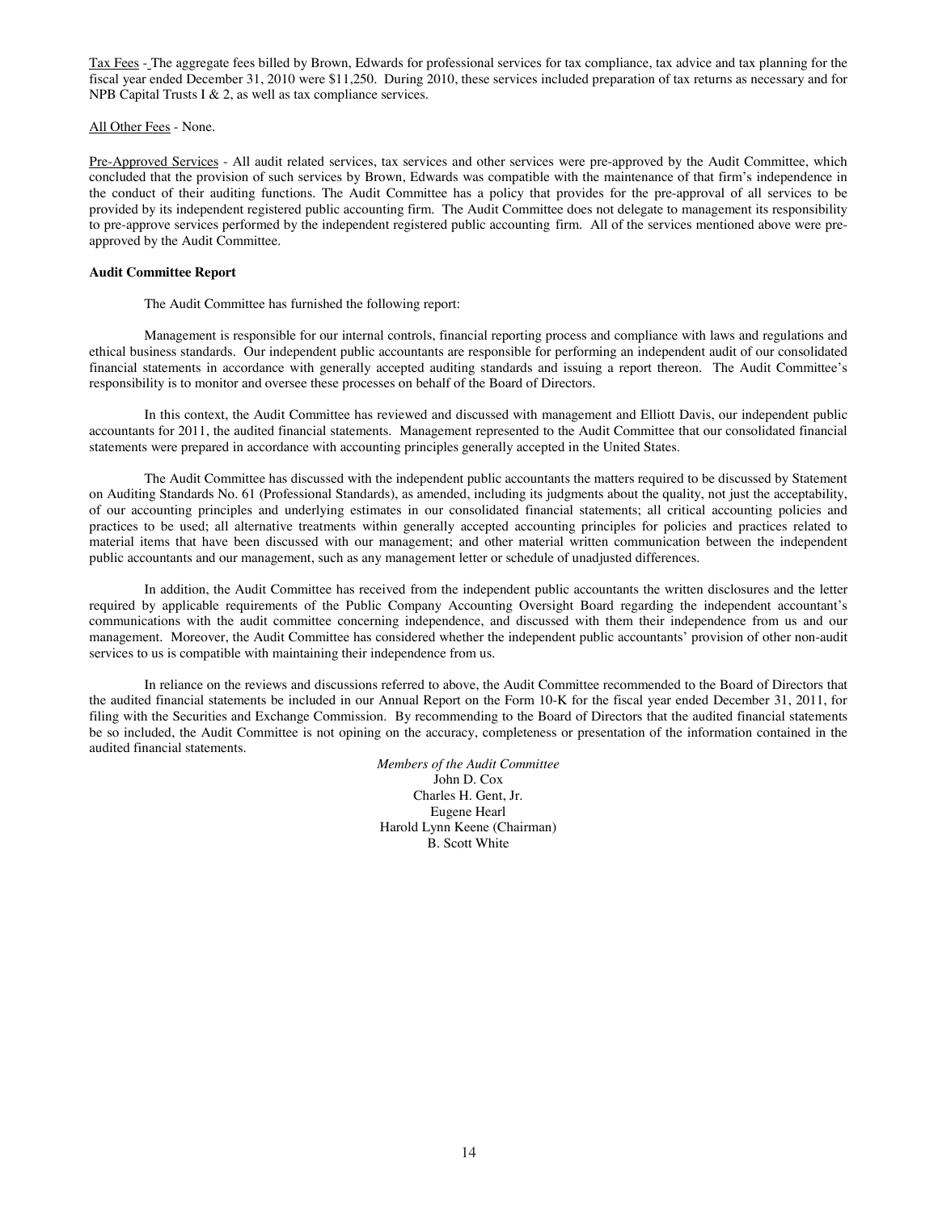Tax Fees - The aggregate fees billed by Brown, Edwards for professional services for tax compliance, tax advice and tax planning for the fiscal year ended December 31, 2010 were $11,250. During 2010, these services included preparation of tax returns as necessary and for NPB Capital Trusts I & 2, as well as tax compliance services.

All Other Fees - None.

Pre-Approved Services - All audit related services, tax services and other services were pre-approved by the Audit Committee, which concluded that the provision of such services by Brown, Edwards was compatible with the maintenance of that firm's independence in the conduct of their auditing functions. The Audit Committee has a policy that provides for the pre-approval of all services to be provided by its independent registered public accounting firm. The Audit Committee does not delegate to management its responsibility to pre-approve services performed by the independent registered public accounting firm. All of the services mentioned above were pre-approved by the Audit Committee.

**Audit Committee Report**

The Audit Committee has furnished the following report:

Management is responsible for our internal controls, financial reporting process and compliance with laws and regulations and ethical business standards. Our independent public accountants are responsible for performing an independent audit of our consolidated financial statements in accordance with generally accepted auditing standards and issuing a report thereon. The Audit Committee's responsibility is to monitor and oversee these processes on behalf of the Board of Directors.

In this context, the Audit Committee has reviewed and discussed with management and Elliott Davis, our independent public accountants for 2011, the audited financial statements. Management represented to the Audit Committee that our consolidated financial statements were prepared in accordance with accounting principles generally accepted in the United States.

The Audit Committee has discussed with the independent public accountants the matters required to be discussed by Statement on Auditing Standards No. 61 (Professional Standards), as amended, including its judgments about the quality, not just the acceptability, of our accounting principles and underlying estimates in our consolidated financial statements; all critical accounting policies and practices to be used; all alternative treatments within generally accepted accounting principles for policies and practices related to material items that have been discussed with our management; and other material written communication between the independent public accountants and our management, such as any management letter or schedule of unadjusted differences.

In addition, the Audit Committee has received from the independent public accountants the written disclosures and the letter required by applicable requirements of the Public Company Accounting Oversight Board regarding the independent accountant's communications with the audit committee concerning independence, and discussed with them their independence from us and our management. Moreover, the Audit Committee has considered whether the independent public accountants' provision of other non-audit services to us is compatible with maintaining their independence from us.

In reliance on the reviews and discussions referred to above, the Audit Committee recommended to the Board of Directors that the audited financial statements be included in our Annual Report on the Form 10-K for the fiscal year ended December 31, 2011, for filing with the Securities and Exchange Commission. By recommending to the Board of Directors that the audited financial statements be so included, the Audit Committee is not opining on the accuracy, completeness or presentation of the information contained in the audited financial statements.

*Members of the Audit Committee*
John D. Cox
Charles H. Gent, Jr.
Eugene Hearl
Harold Lynn Keene (Chairman)
B. Scott White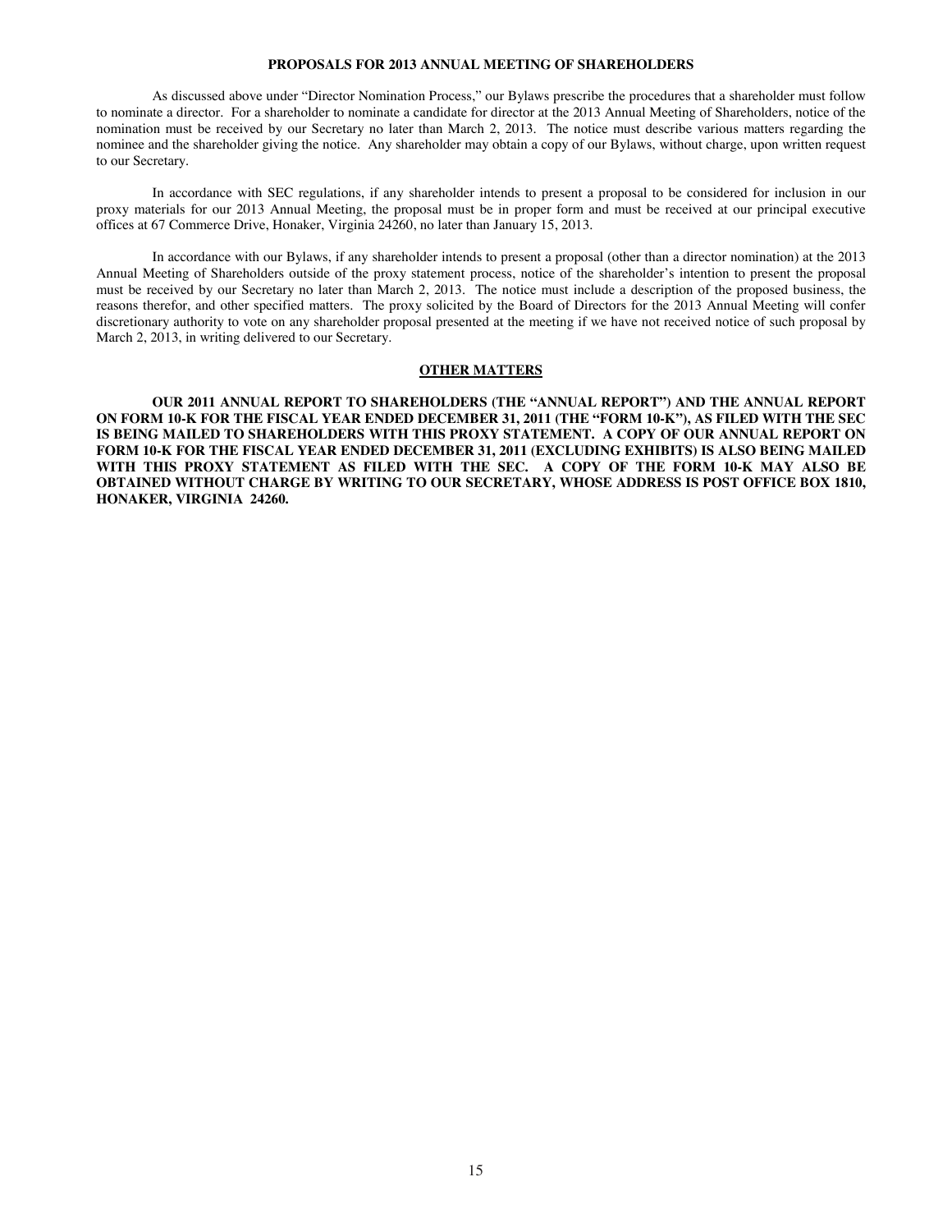## PROPOSALS FOR 2013 ANNUAL MEETING OF SHAREHOLDERS

As discussed above under "Director Nomination Process," our Bylaws prescribe the procedures that a shareholder must follow to nominate a director. For a shareholder to nominate a candidate for director at the 2013 Annual Meeting of Shareholders, notice of the nomination must be received by our Secretary no later than March 2, 2013. The notice must describe various matters regarding the nominee and the shareholder giving the notice. Any shareholder may obtain a copy of our Bylaws, without charge, upon written request to our Secretary.

In accordance with SEC regulations, if any shareholder intends to present a proposal to be considered for inclusion in our proxy materials for our 2013 Annual Meeting, the proposal must be in proper form and must be received at our principal executive offices at 67 Commerce Drive, Honaker, Virginia 24260, no later than January 15, 2013.

In accordance with our Bylaws, if any shareholder intends to present a proposal (other than a director nomination) at the 2013 Annual Meeting of Shareholders outside of the proxy statement process, notice of the shareholder's intention to present the proposal must be received by our Secretary no later than March 2, 2013. The notice must include a description of the proposed business, the reasons therefor, and other specified matters. The proxy solicited by the Board of Directors for the 2013 Annual Meeting will confer discretionary authority to vote on any shareholder proposal presented at the meeting if we have not received notice of such proposal by March 2, 2013, in writing delivered to our Secretary.

## OTHER MATTERS

**OUR 2011 ANNUAL REPORT TO SHAREHOLDERS (THE "ANNUAL REPORT") AND THE ANNUAL REPORT ON FORM 10-K FOR THE FISCAL YEAR ENDED DECEMBER 31, 2011 (THE "FORM 10-K"), AS FILED WITH THE SEC IS BEING MAILED TO SHAREHOLDERS WITH THIS PROXY STATEMENT. A COPY OF OUR ANNUAL REPORT ON FORM 10-K FOR THE FISCAL YEAR ENDED DECEMBER 31, 2011 (EXCLUDING EXHIBITS) IS ALSO BEING MAILED WITH THIS PROXY STATEMENT AS FILED WITH THE SEC. A COPY OF THE FORM 10-K MAY ALSO BE OBTAINED WITHOUT CHARGE BY WRITING TO OUR SECRETARY, WHOSE ADDRESS IS POST OFFICE BOX 1810, HONAKER, VIRGINIA 24260.**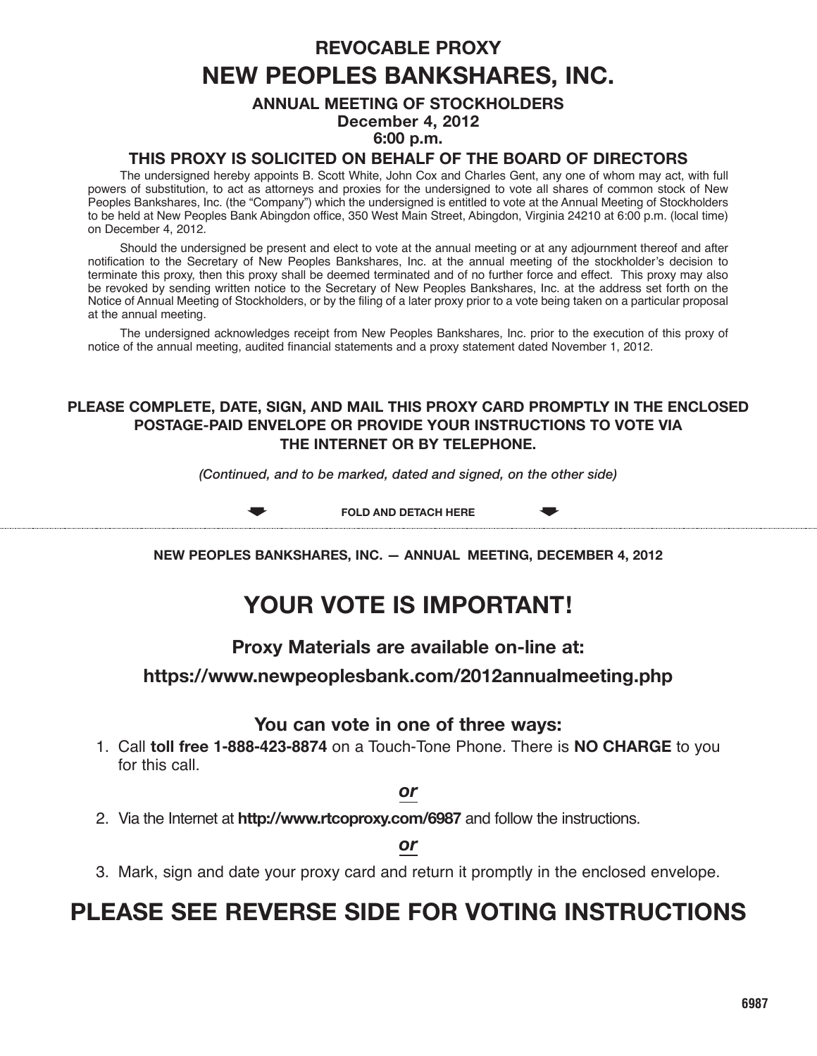# REVOCABLE PROXY

# NEW PEOPLES BANKSHARES, INC.

**ANNUAL MEETING OF STOCKHOLDERS**
**December 4, 2012**
**6:00 p.m.**

## THIS PROXY IS SOLICITED ON BEHALF OF THE BOARD OF DIRECTORS

The undersigned hereby appoints B. Scott White, John Cox and Charles Gent, any one of whom may act, with full powers of substitution, to act as attorneys and proxies for the undersigned to vote all shares of common stock of New Peoples Bankshares, Inc. (the "Company") which the undersigned is entitled to vote at the Annual Meeting of Stockholders to be held at New Peoples Bank Abingdon office, 350 West Main Street, Abingdon, Virginia 24210 at 6:00 p.m. (local time) on December 4, 2012.

Should the undersigned be present and elect to vote at the annual meeting or at any adjournment thereof and after notification to the Secretary of New Peoples Bankshares, Inc. at the annual meeting of the stockholder's decision to terminate this proxy, then this proxy shall be deemed terminated and of no further force and effect. This proxy may also be revoked by sending written notice to the Secretary of New Peoples Bankshares, Inc. at the address set forth on the Notice of Annual Meeting of Stockholders, or by the filing of a later proxy prior to a vote being taken on a particular proposal at the annual meeting.

The undersigned acknowledges receipt from New Peoples Bankshares, Inc. prior to the execution of this proxy of notice of the annual meeting, audited financial statements and a proxy statement dated November 1, 2012.

**PLEASE COMPLETE, DATE, SIGN, AND MAIL THIS PROXY CARD PROMPTLY IN THE ENCLOSED POSTAGE-PAID ENVELOPE OR PROVIDE YOUR INSTRUCTIONS TO VOTE VIA THE INTERNET OR BY TELEPHONE.**

*(Continued, and to be marked, dated and signed, on the other side)*

**FOLD AND DETACH HERE**

---

**NEW PEOPLES BANKSHARES, INC. — ANNUAL MEETING, DECEMBER 4, 2012**

# YOUR VOTE IS IMPORTANT!

### Proxy Materials are available on-line at:

### https://www.newpeoplesbank.com/2012annualmeeting.php

### You can vote in one of three ways:

1. Call **toll free 1-888-423-8874** on a Touch-Tone Phone. There is **NO CHARGE** to you for this call.

***or***

2. Via the Internet at **http://www.rtcoproxy.com/6987** and follow the instructions.

***or***

3. Mark, sign and date your proxy card and return it promptly in the enclosed envelope.

# PLEASE SEE REVERSE SIDE FOR VOTING INSTRUCTIONS

6987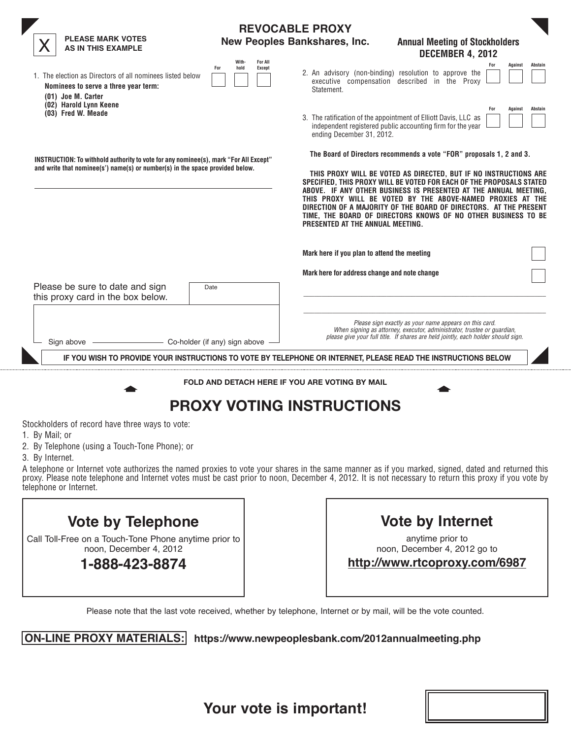X PLEASE MARK VOTES AS IN THIS EXAMPLE

# REVOCABLE PROXY

## New Peoples Bankshares, Inc.

**Annual Meeting of Stockholders**
**DECEMBER 4, 2012**

| | For | With-hold | For All Except |
|---|---|---|---|
| 1. The election as Directors of all nominees listed below<br>**Nominees to serve a three year term:**<br>**(01) Joe M. Carter**<br>**(02) Harold Lynn Keene**<br>**(03) Fred W. Meade** | ☐ | ☐ | ☐ |

**INSTRUCTION: To withhold authority to vote for any nominee(s), mark "For All Except" and write that nominee(s') name(s) or number(s) in the space provided below.**

\_\_\_\_\_\_\_\_\_\_\_\_\_\_\_\_\_\_\_\_\_\_\_\_\_\_\_\_\_\_\_\_\_\_\_\_\_\_\_\_

| | For | Against | Abstain |
|---|---|---|---|
| 2. An advisory (non-binding) resolution to approve the executive compensation described in the Proxy Statement. | ☐ | ☐ | ☐ |
| 3. The ratification of the appointment of Elliott Davis, LLC as independent registered public accounting firm for the year ending December 31, 2012. | ☐ | ☐ | ☐ |

**The Board of Directors recommends a vote "FOR" proposals 1, 2 and 3.**

**THIS PROXY WILL BE VOTED AS DIRECTED, BUT IF NO INSTRUCTIONS ARE SPECIFIED, THIS PROXY WILL BE VOTED FOR EACH OF THE PROPOSALS STATED ABOVE. IF ANY OTHER BUSINESS IS PRESENTED AT THE ANNUAL MEETING, THIS PROXY WILL BE VOTED BY THE ABOVE-NAMED PROXIES AT THE DIRECTION OF A MAJORITY OF THE BOARD OF DIRECTORS. AT THE PRESENT TIME, THE BOARD OF DIRECTORS KNOWS OF NO OTHER BUSINESS TO BE PRESENTED AT THE ANNUAL MEETING.**

**Mark here if you plan to attend the meeting** ☐

**Mark here for address change and note change** ☐

\_\_\_\_\_\_\_\_\_\_\_\_\_\_\_\_\_\_\_\_\_\_\_\_\_\_\_\_\_\_\_\_\_\_\_\_\_\_\_\_

\_\_\_\_\_\_\_\_\_\_\_\_\_\_\_\_\_\_\_\_\_\_\_\_\_\_\_\_\_\_\_\_\_\_\_\_\_\_\_\_

Please be sure to date and sign this proxy card in the box below. Date \_\_\_\_\_\_\_\_

Sign above \_\_\_\_\_\_\_\_\_\_\_\_ Co-holder (if any) sign above

*Please sign exactly as your name appears on this card. When signing as attorney, executor, administrator, trustee or guardian, please give your full title. If shares are held jointly, each holder should sign.*

**IF YOU WISH TO PROVIDE YOUR INSTRUCTIONS TO VOTE BY TELEPHONE OR INTERNET, PLEASE READ THE INSTRUCTIONS BELOW**

**FOLD AND DETACH HERE IF YOU ARE VOTING BY MAIL**

# PROXY VOTING INSTRUCTIONS

Stockholders of record have three ways to vote:

1. By Mail; or
2. By Telephone (using a Touch-Tone Phone); or
3. By Internet.

A telephone or Internet vote authorizes the named proxies to vote your shares in the same manner as if you marked, signed, dated and returned this proxy. Please note telephone and Internet votes must be cast prior to noon, December 4, 2012. It is not necessary to return this proxy if you vote by telephone or Internet.

## Vote by Telephone

Call Toll-Free on a Touch-Tone Phone anytime prior to noon, December 4, 2012

**1-888-423-8874**

## Vote by Internet

anytime prior to noon, December 4, 2012 go to

**http://www.rtcoproxy.com/6987**

Please note that the last vote received, whether by telephone, Internet or by mail, will be the vote counted.

**ON-LINE PROXY MATERIALS:** **https://www.newpeoplesbank.com/2012annualmeeting.php**

# Your vote is important!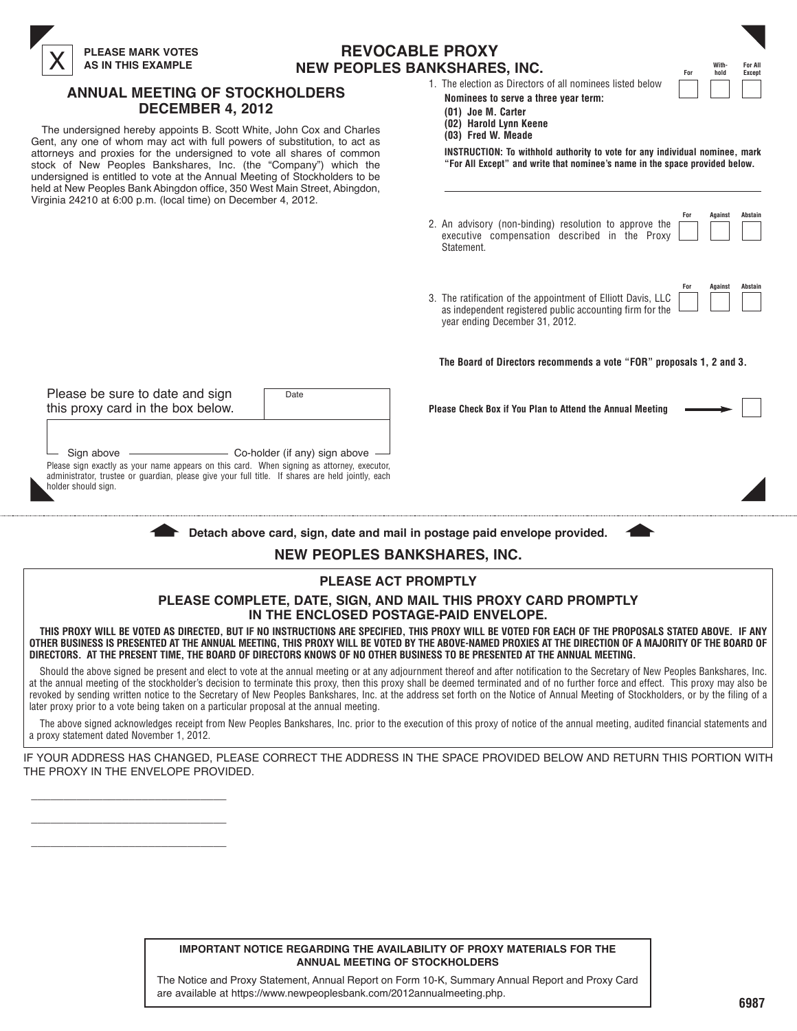X PLEASE MARK VOTES AS IN THIS EXAMPLE

# REVOCABLE PROXY
# NEW PEOPLES BANKSHARES, INC.

## ANNUAL MEETING OF STOCKHOLDERS
## DECEMBER 4, 2012

The undersigned hereby appoints B. Scott White, John Cox and Charles Gent, any one of whom may act with full powers of substitution, to act as attorneys and proxies for the undersigned to vote all shares of common stock of New Peoples Bankshares, Inc. (the "Company") which the undersigned is entitled to vote at the Annual Meeting of Stockholders to be held at New Peoples Bank Abingdon office, 350 West Main Street, Abingdon, Virginia 24210 at 6:00 p.m. (local time) on December 4, 2012.

| | For | With-hold | For All Except |
|---|---|---|---|
| 1. The election as Directors of all nominees listed below | ☐ | ☐ | ☐ |

**Nominees to serve a three year term:**

**(01) Joe M. Carter**
**(02) Harold Lynn Keene**
**(03) Fred W. Meade**

**INSTRUCTION: To withhold authority to vote for any individual nominee, mark "For All Except" and write that nominee's name in the space provided below.**

_______________________________________________

| | For | Against | Abstain |
|---|---|---|---|
| 2. An advisory (non-binding) resolution to approve the executive compensation described in the Proxy Statement. | ☐ | ☐ | ☐ |
| 3. The ratification of the appointment of Elliott Davis, LLC as independent registered public accounting firm for the year ending December 31, 2012. | ☐ | ☐ | ☐ |

**The Board of Directors recommends a vote "FOR" proposals 1, 2 and 3.**

**Please Check Box if You Plan to Attend the Annual Meeting** → ☐

Please be sure to date and sign this proxy card in the box below. | Date

Sign above — Co-holder (if any) sign above

Please sign exactly as your name appears on this card. When signing as attorney, executor, administrator, trustee or guardian, please give your full title. If shares are held jointly, each holder should sign.

**Detach above card, sign, date and mail in postage paid envelope provided.**

## NEW PEOPLES BANKSHARES, INC.

### PLEASE ACT PROMPTLY

### PLEASE COMPLETE, DATE, SIGN, AND MAIL THIS PROXY CARD PROMPTLY IN THE ENCLOSED POSTAGE-PAID ENVELOPE.

**THIS PROXY WILL BE VOTED AS DIRECTED, BUT IF NO INSTRUCTIONS ARE SPECIFIED, THIS PROXY WILL BE VOTED FOR EACH OF THE PROPOSALS STATED ABOVE. IF ANY OTHER BUSINESS IS PRESENTED AT THE ANNUAL MEETING, THIS PROXY WILL BE VOTED BY THE ABOVE-NAMED PROXIES AT THE DIRECTION OF A MAJORITY OF THE BOARD OF DIRECTORS. AT THE PRESENT TIME, THE BOARD OF DIRECTORS KNOWS OF NO OTHER BUSINESS TO BE PRESENTED AT THE ANNUAL MEETING.**

Should the above signed be present and elect to vote at the annual meeting or at any adjournment thereof and after notification to the Secretary of New Peoples Bankshares, Inc. at the annual meeting of the stockholder's decision to terminate this proxy, then this proxy shall be deemed terminated and of no further force and effect. This proxy may also be revoked by sending written notice to the Secretary of New Peoples Bankshares, Inc. at the address set forth on the Notice of Annual Meeting of Stockholders, or by the filing of a later proxy prior to a vote being taken on a particular proposal at the annual meeting.

The above signed acknowledges receipt from New Peoples Bankshares, Inc. prior to the execution of this proxy of notice of the annual meeting, audited financial statements and a proxy statement dated November 1, 2012.

IF YOUR ADDRESS HAS CHANGED, PLEASE CORRECT THE ADDRESS IN THE SPACE PROVIDED BELOW AND RETURN THIS PORTION WITH THE PROXY IN THE ENVELOPE PROVIDED.

_______________________________

_______________________________

_______________________________

**IMPORTANT NOTICE REGARDING THE AVAILABILITY OF PROXY MATERIALS FOR THE ANNUAL MEETING OF STOCKHOLDERS**

The Notice and Proxy Statement, Annual Report on Form 10-K, Summary Annual Report and Proxy Card are available at https://www.newpeoplesbank.com/2012annualmeeting.php.

6987